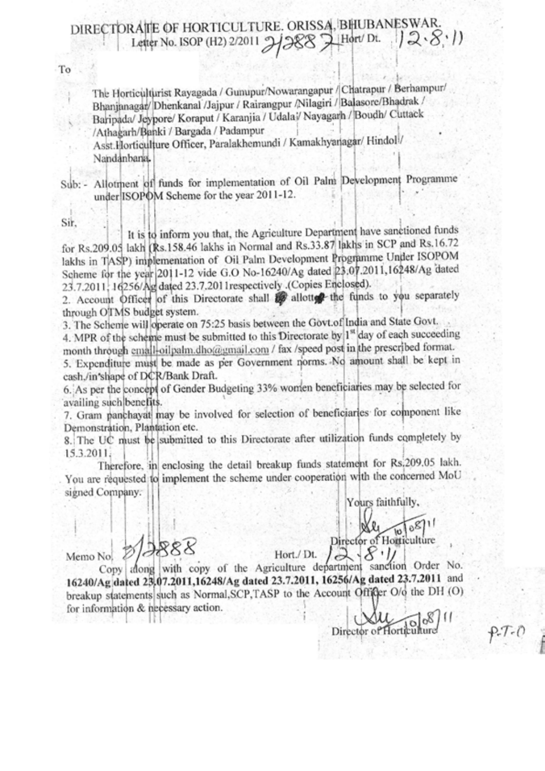# DIRECTORATE OF HORTICULTURE. ORISSA, BHUBANESWAR.

Letter No. ISOP (H2) 2/2011 21887 Hort/ Dt. 12.8.11

To

The Horticulturist Rayagada / Gunupur/Nowarangapur / Chatrapur / Berhampur/ Bhanjanagar/ Dhenkanal /Jajpur / Rairangpur /Nilagiri / Balasore/Bhadrak / Baripada/ Jeypore/ Koraput / Karanjia / Udala/ Nayagarh / Boudh/ Cuttack /Athagarh/Banki / Bargada / Padampur

Asst.Horticulture Officer, Paralakhemundi / Kamakhyanagar/ Hindol / Nandanbana.

Sub:- Allotment of funds for implementation of Oil Palm Development Programme under ISOPOM Scheme for the year 2011-12.

Sir,

It is to inform you that, the Agriculture Department have sanctioned funds for Rs.209.05 lakh (Rs.158.46 lakhs in Normal and Rs.33.87 lakhs in SCP and Rs.16.72 lakhs in TASP) implementation of Oil Palm Development Programme Under ISOPOM Scheme for the year 2011-12 vide G.O No-16240/Ag dated 23.07.2011,16248/Ag dated 23.7.2011, 16256/Ag dated 23.7.2011respectively .(Copies Enclosed).

2. Account Officer of this Directorate shall allott the funds to you separately through OTMS budget system.

3. The Scheme will operate on 75:25 basis between the Govt.of India and State Govt.

4. MPR of the scheme must be submitted to this Directorate by 1st day of each succeeding month through email-oilpalm.dho@gmail.com / fax /speed post in the prescribed format.

5. Expenditure must be made as per Government norms. No amount shall be kept in cash./in shape of DCR/Bank Draft.

6. As per the concept of Gender Budgeting 33% women beneficiaries may be selected for availing such benefits.

7. Gram panchayat may be involved for selection of beneficiaries for component like Demonstration, Plantation etc.

8. The UC must be submitted to this Directorate after utilization funds completely by 15.3.2011.

Therefore, in enclosing the detail breakup funds statement for Rs.209.05 lakh. You are requested to implement the scheme under cooperation with the concerned MoU signed Company.

Yours faithfully,

10/08/11

Director of Horticulture

Memo No. 21888 Hort./ Dt. 12.8.11

Copy along with copy of the Agriculture department sanction Order No. **16240/Ag dated 23.07.2011,16248/Ag dated 23.7.2011, 16256/Ag dated 23.7.2011** and breakup statements such as Normal,SCP,TASP to the Account Officer O/o the DH (O) for information & necessary action.

10/08/11

Director of Horticulture

P.T.O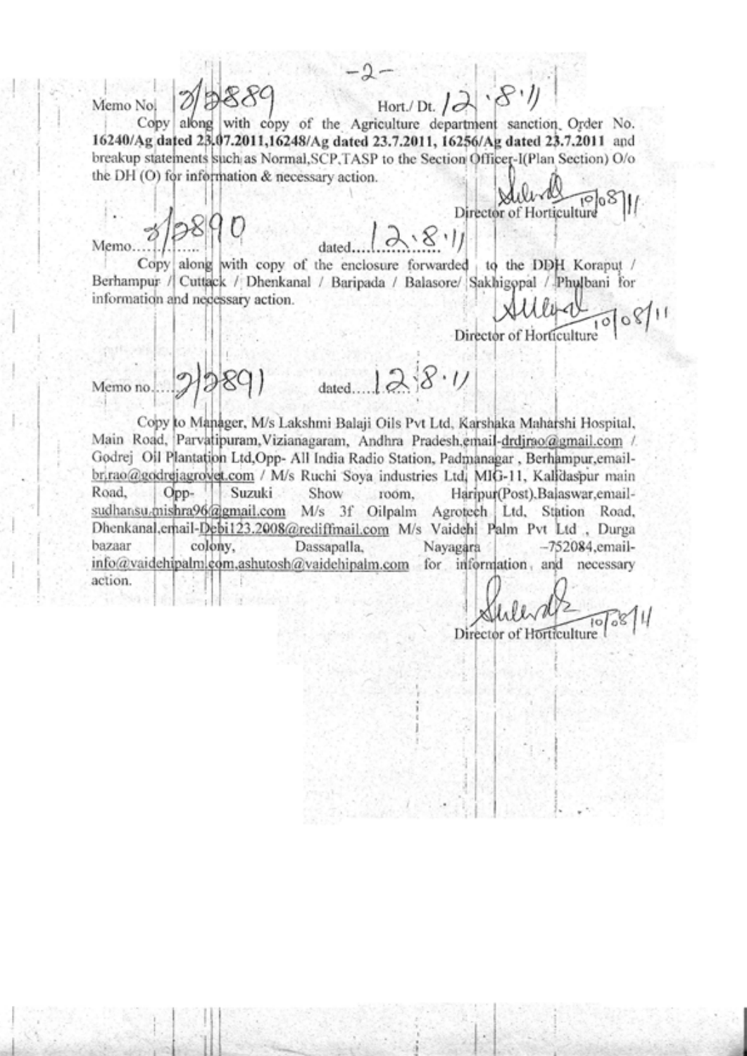-2-

Memo No. 8/2889 Hort./ Dt. 12.8.11

Copy along with copy of the Agriculture department sanction Order No. **16240/Ag dated 23.07.2011,16248/Ag dated 23.7.2011, 16256/Ag dated 23.7.2011** and breakup statements such as Normal,SCP,TASP to the Section Officer-I(Plan Section) O/o the DH (O) for information & necessary action.

Director of Horticulture 10/08/11

Memo 8/2890 dated 12.8.11

Copy along with copy of the enclosure forwarded to the DDH Koraput / Berhampur / Cuttack / Dhenkanal / Baripada / Balasore/ Sakhigopal / Phulbani for information and necessary action.

Director of Horticulture 10/08/11

Memo no. 2/2891 dated 12.8.11

Copy to Manager, M/s Lakshmi Balaji Oils Pvt Ltd, Karshaka Maharshi Hospital, Main Road, Parvatipuram,Vizianagaram, Andhra Pradesh,email-drdjrao@gmail.com / Godrej Oil Plantation Ltd,Opp- All India Radio Station, Padmanagar , Berhampur,email-br.rao@godrejagrovet.com / M/s Ruchi Soya industries Ltd, MIG-11, Kalidaspur main Road, Opp- Suzuki Show room, Haripur(Post).Balaswar,email-sudhansu.mishra96@gmail.com M/s 3f Oilpalm Agrotech Ltd, Station Road, Dhenkanal,email-Debi123.2008@rediffmail.com M/s Vaidehi Palm Pvt Ltd , Durga bazaar colony, Dassapalla, Nayagara -752084,email-info@vaidehipalm.com,ashutosh@vaidehipalm.com for information and necessary action.

Director of Horticulture 10/08/11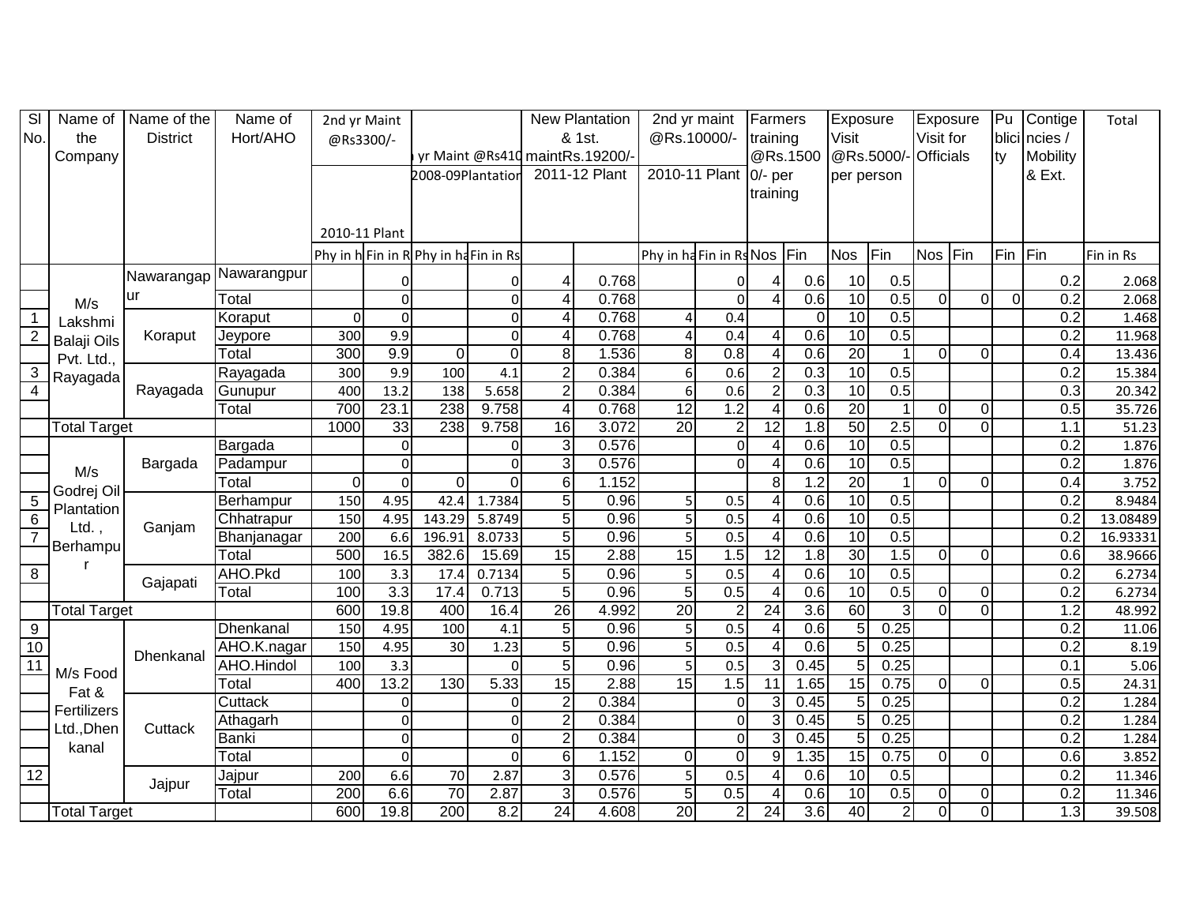| Sl No. | Name of the Company | Name of the District | Name of Hort/AHO | 2nd yr Maint @Rs3300/- 2010-11 Plant | | 3rd yr Maint @Rs4100/- 2008-09Plantation | | New Plantation & 1st. maintRs.19200/- 2011-12 Plant | | 2nd yr maint @Rs.10000/- 2010-11 Plant | | Farmers training @Rs.15000/- per training | | Exposure Visit @Rs.5000/- per person | | Exposure Visit for Officials | | Publicity | Contigencies / Mobility & Ext. | Total |
|---|---|---|---|---|---|---|---|---|---|---|---|---|---|---|---|---|---|---|---|---|
| | | | | Phy in ha | Fin in Rs | Phy in ha | Fin in Rs | | | Phy in ha | Fin in Rs | Nos | Fin | Nos | Fin | Nos | Fin | Fin | Fin | Fin in Rs |
| | M/s Lakshmi Balaji Oils Pvt. Ltd., Rayagada | Nawarangapur | Nawarangpur | | 0 | | 0 | 4 | 0.768 | | 0 | 4 | 0.6 | 10 | 0.5 | | | | 0.2 | 2.068 |
| | | | Total | | 0 | | 0 | 4 | 0.768 | | 0 | 4 | 0.6 | 10 | 0.5 | 0 | 0 | 0 | 0.2 | 2.068 |
| 1 | | Koraput | Koraput | 0 | 0 | | 0 | 4 | 0.768 | 4 | 0.4 | | 0 | 10 | 0.5 | | | | 0.2 | 1.468 |
| 2 | | | Jeypore | 300 | 9.9 | | 0 | 4 | 0.768 | 4 | 0.4 | 4 | 0.6 | 10 | 0.5 | | | | 0.2 | 11.968 |
| | | | Total | 300 | 9.9 | 0 | 0 | 8 | 1.536 | 8 | 0.8 | 4 | 0.6 | 20 | 1 | 0 | 0 | | 0.4 | 13.436 |
| 3 | | Rayagada | Rayagada | 300 | 9.9 | 100 | 4.1 | 2 | 0.384 | 6 | 0.6 | 2 | 0.3 | 10 | 0.5 | | | | 0.2 | 15.384 |
| 4 | | | Gunupur | 400 | 13.2 | 138 | 5.658 | 2 | 0.384 | 6 | 0.6 | 2 | 0.3 | 10 | 0.5 | | | | 0.3 | 20.342 |
| | | | Total | 700 | 23.1 | 238 | 9.758 | 4 | 0.768 | 12 | 1.2 | 4 | 0.6 | 20 | 1 | 0 | 0 | | 0.5 | 35.726 |
| | Total Target | | | 1000 | 33 | 238 | 9.758 | 16 | 3.072 | 20 | 2 | 12 | 1.8 | 50 | 2.5 | 0 | 0 | | 1.1 | 51.23 |
| | M/s Godrej Oil Plantation Ltd. , Berhampur | Bargada | Bargada | | 0 | | 0 | 3 | 0.576 | | 0 | 4 | 0.6 | 10 | 0.5 | | | | 0.2 | 1.876 |
| | | | Padampur | | 0 | | 0 | 3 | 0.576 | | 0 | 4 | 0.6 | 10 | 0.5 | | | | 0.2 | 1.876 |
| | | | Total | 0 | 0 | 0 | 0 | 6 | 1.152 | | | 8 | 1.2 | 20 | 1 | 0 | 0 | | 0.4 | 3.752 |
| 5 | | Ganjam | Berhampur | 150 | 4.95 | 42.4 | 1.7384 | 5 | 0.96 | 5 | 0.5 | 4 | 0.6 | 10 | 0.5 | | | | 0.2 | 8.9484 |
| 6 | | | Chhatrapur | 150 | 4.95 | 143.29 | 5.8749 | 5 | 0.96 | 5 | 0.5 | 4 | 0.6 | 10 | 0.5 | | | | 0.2 | 13.08489 |
| 7 | | | Bhanjanagar | 200 | 6.6 | 196.91 | 8.0733 | 5 | 0.96 | 5 | 0.5 | 4 | 0.6 | 10 | 0.5 | | | | 0.2 | 16.93331 |
| | | | Total | 500 | 16.5 | 382.6 | 15.69 | 15 | 2.88 | 15 | 1.5 | 12 | 1.8 | 30 | 1.5 | 0 | 0 | | 0.6 | 38.9666 |
| 8 | | Gajapati | AHO.Pkd | 100 | 3.3 | 17.4 | 0.7134 | 5 | 0.96 | 5 | 0.5 | 4 | 0.6 | 10 | 0.5 | | | | 0.2 | 6.2734 |
| | | | Total | 100 | 3.3 | 17.4 | 0.713 | 5 | 0.96 | 5 | 0.5 | 4 | 0.6 | 10 | 0.5 | 0 | 0 | | 0.2 | 6.2734 |
| | Total Target | | | 600 | 19.8 | 400 | 16.4 | 26 | 4.992 | 20 | 2 | 24 | 3.6 | 60 | 3 | 0 | 0 | | 1.2 | 48.992 |
| 9 | M/s Food Fat & Fertilizers Ltd.,Dhenkanal | Dhenkanal | Dhenkanal | 150 | 4.95 | 100 | 4.1 | 5 | 0.96 | 5 | 0.5 | 4 | 0.6 | 5 | 0.25 | | | | 0.2 | 11.06 |
| 10 | | | AHO.K.nagar | 150 | 4.95 | 30 | 1.23 | 5 | 0.96 | 5 | 0.5 | 4 | 0.6 | 5 | 0.25 | | | | 0.2 | 8.19 |
| 11 | | | AHO.Hindol | 100 | 3.3 | | 0 | 5 | 0.96 | 5 | 0.5 | 3 | 0.45 | 5 | 0.25 | | | | 0.1 | 5.06 |
| | | | Total | 400 | 13.2 | 130 | 5.33 | 15 | 2.88 | 15 | 1.5 | 11 | 1.65 | 15 | 0.75 | 0 | 0 | | 0.5 | 24.31 |
| | | Cuttack | Cuttack | | 0 | | 0 | 2 | 0.384 | | 0 | 3 | 0.45 | 5 | 0.25 | | | | 0.2 | 1.284 |
| | | | Athagarh | | 0 | | 0 | 2 | 0.384 | | 0 | 3 | 0.45 | 5 | 0.25 | | | | 0.2 | 1.284 |
| | | | Banki | | 0 | | 0 | 2 | 0.384 | | 0 | 3 | 0.45 | 5 | 0.25 | | | | 0.2 | 1.284 |
| | | | Total | | 0 | | 0 | 6 | 1.152 | 0 | 0 | 9 | 1.35 | 15 | 0.75 | 0 | 0 | | 0.6 | 3.852 |
| 12 | | Jajpur | Jajpur | 200 | 6.6 | 70 | 2.87 | 3 | 0.576 | 5 | 0.5 | 4 | 0.6 | 10 | 0.5 | | | | 0.2 | 11.346 |
| | | | Total | 200 | 6.6 | 70 | 2.87 | 3 | 0.576 | 5 | 0.5 | 4 | 0.6 | 10 | 0.5 | 0 | 0 | | 0.2 | 11.346 |
| | Total Target | | | 600 | 19.8 | 200 | 8.2 | 24 | 4.608 | 20 | 2 | 24 | 3.6 | 40 | 2 | 0 | 0 | | 1.3 | 39.508 |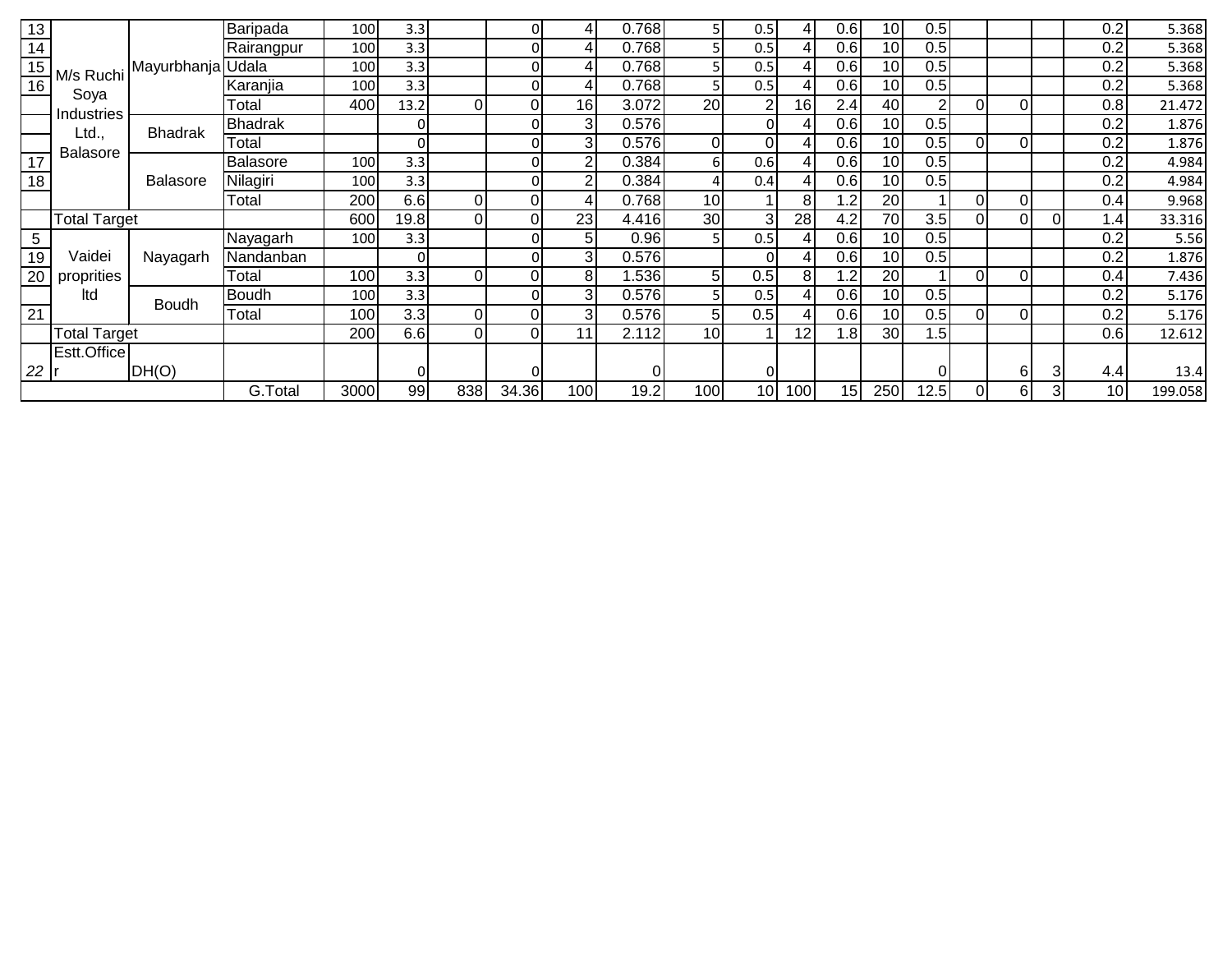| | | | | | | | | | | | | | | | | | | | | |
|---|---|---|---|---|---|---|---|---|---|---|---|---|---|---|---|---|---|---|---|---|
| 13 | M/s Ruchi Soya Industries Ltd., Balasore | Mayurbhanja | Baripada | 100 | 3.3 | | 0 | 4 | 0.768 | 5 | 0.5 | 4 | 0.6 | 10 | 0.5 | | | | 0.2 | 5.368 |
| 14 | | | Rairangpur | 100 | 3.3 | | 0 | 4 | 0.768 | 5 | 0.5 | 4 | 0.6 | 10 | 0.5 | | | | 0.2 | 5.368 |
| 15 | | | Udala | 100 | 3.3 | | 0 | 4 | 0.768 | 5 | 0.5 | 4 | 0.6 | 10 | 0.5 | | | | 0.2 | 5.368 |
| 16 | | | Karanjia | 100 | 3.3 | | 0 | 4 | 0.768 | 5 | 0.5 | 4 | 0.6 | 10 | 0.5 | | | | 0.2 | 5.368 |
| | | | Total | 400 | 13.2 | 0 | 0 | 16 | 3.072 | 20 | 2 | 16 | 2.4 | 40 | 2 | 0 | 0 | | 0.8 | 21.472 |
| | | Bhadrak | Bhadrak | | 0 | | 0 | 3 | 0.576 | | 0 | 4 | 0.6 | 10 | 0.5 | | | | 0.2 | 1.876 |
| | | | Total | | 0 | | 0 | 3 | 0.576 | 0 | 0 | 4 | 0.6 | 10 | 0.5 | 0 | 0 | | 0.2 | 1.876 |
| 17 | | Balasore | Balasore | 100 | 3.3 | | 0 | 2 | 0.384 | 6 | 0.6 | 4 | 0.6 | 10 | 0.5 | | | | 0.2 | 4.984 |
| 18 | | | Nilagiri | 100 | 3.3 | | 0 | 2 | 0.384 | 4 | 0.4 | 4 | 0.6 | 10 | 0.5 | | | | 0.2 | 4.984 |
| | | | Total | 200 | 6.6 | 0 | 0 | 4 | 0.768 | 10 | 1 | 8 | 1.2 | 20 | 1 | 0 | 0 | | 0.4 | 9.968 |
| | Total Target | | | 600 | 19.8 | 0 | 0 | 23 | 4.416 | 30 | 3 | 28 | 4.2 | 70 | 3.5 | 0 | 0 | 0 | 1.4 | 33.316 |
| 5 | Vaidei proprities ltd | Nayagarh | Nayagarh | 100 | 3.3 | | 0 | 5 | 0.96 | 5 | 0.5 | 4 | 0.6 | 10 | 0.5 | | | | 0.2 | 5.56 |
| 19 | | | Nandanban | | 0 | | 0 | 3 | 0.576 | | 0 | 4 | 0.6 | 10 | 0.5 | | | | 0.2 | 1.876 |
| 20 | | | Total | 100 | 3.3 | 0 | 0 | 8 | 1.536 | 5 | 0.5 | 8 | 1.2 | 20 | 1 | 0 | 0 | | 0.4 | 7.436 |
| | | Boudh | Boudh | 100 | 3.3 | | 0 | 3 | 0.576 | 5 | 0.5 | 4 | 0.6 | 10 | 0.5 | | | | 0.2 | 5.176 |
| 21 | | | Total | 100 | 3.3 | 0 | 0 | 3 | 0.576 | 5 | 0.5 | 4 | 0.6 | 10 | 0.5 | 0 | 0 | | 0.2 | 5.176 |
| | Total Target | | | 200 | 6.6 | 0 | 0 | 11 | 2.112 | 10 | 1 | 12 | 1.8 | 30 | 1.5 | | | | 0.6 | 12.612 |
| 22 | Estt.Officer | DH(O) | | | 0 | | 0 | | 0 | | 0 | | | | 0 | | 6 | 3 | 4.4 | 13.4 |
| | | | G.Total | 3000 | 99 | 838 | 34.36 | 100 | 19.2 | 100 | 10 | 100 | 15 | 250 | 12.5 | 0 | 6 | 3 | 10 | 199.058 |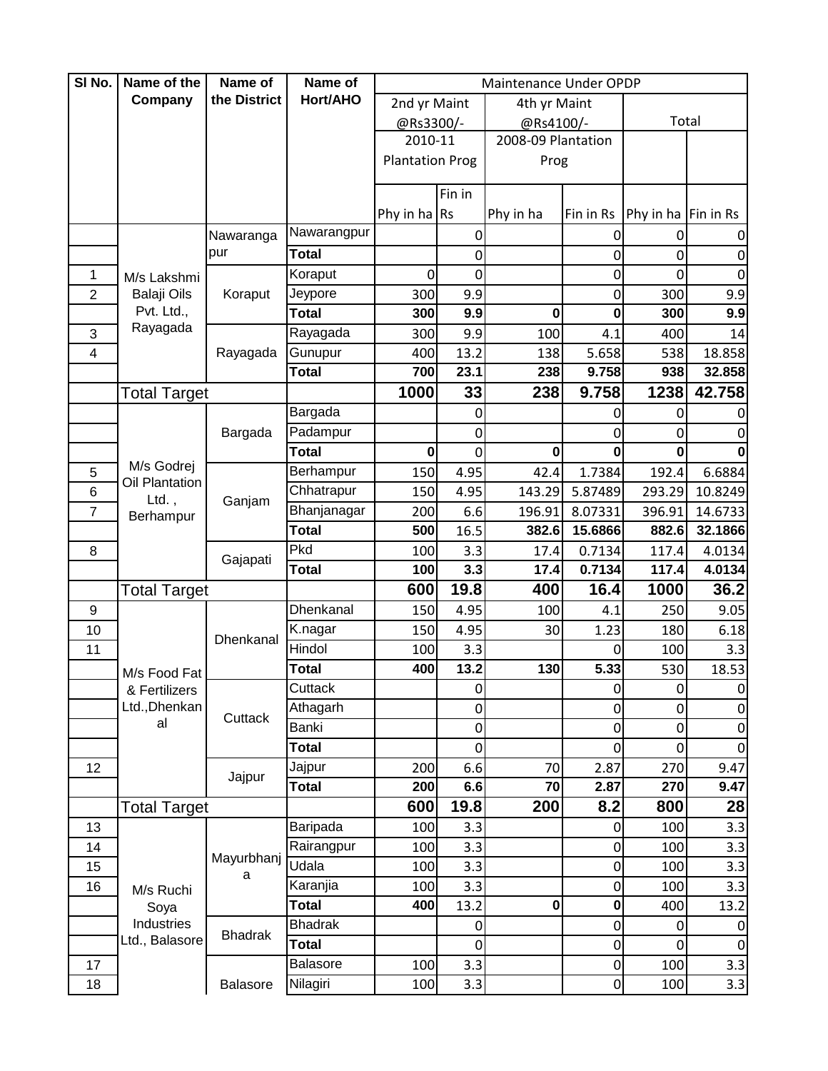| Sl No. | Name of the Company | Name of the District | Name of Hort/AHO | Maintenance Under OPDP | | | | | |
|---|---|---|---|---|---|---|---|---|---|
| | | | | 2nd yr Maint @Rs3300/- 2010-11 Plantation Prog | | 4th yr Maint @Rs4100/- 2008-09 Plantation Prog | | Total | |
| | | | | Phy in ha | Fin in Rs | Phy in ha | Fin in Rs | Phy in ha | Fin in Rs |
| | M/s Lakshmi Balaji Oils Pvt. Ltd., Rayagada | Nawarangapur | Nawarangpur | | 0 | | 0 | 0 | 0 |
| | | | **Total** | | 0 | | 0 | 0 | 0 |
| 1 | | Koraput | Koraput | 0 | 0 | | 0 | 0 | 0 |
| 2 | | | Jeypore | 300 | 9.9 | | 0 | 300 | 9.9 |
| | | | **Total** | **300** | **9.9** | **0** | **0** | **300** | **9.9** |
| 3 | | Rayagada | Rayagada | 300 | 9.9 | 100 | 4.1 | 400 | 14 |
| 4 | | | Gunupur | 400 | 13.2 | 138 | 5.658 | 538 | 18.858 |
| | | | **Total** | **700** | **23.1** | **238** | **9.758** | **938** | **32.858** |
| | Total Target | | | **1000** | **33** | **238** | **9.758** | **1238** | **42.758** |
| | M/s Godrej Oil Plantation Ltd., Berhampur | Bargada | Bargada | | 0 | | 0 | 0 | 0 |
| | | | Padampur | | 0 | | 0 | 0 | 0 |
| | | | **Total** | **0** | 0 | **0** | **0** | **0** | **0** |
| 5 | | Ganjam | Berhampur | 150 | 4.95 | 42.4 | 1.7384 | 192.4 | 6.6884 |
| 6 | | | Chhatrapur | 150 | 4.95 | 143.29 | 5.87489 | 293.29 | 10.8249 |
| 7 | | | Bhanjanagar | 200 | 6.6 | 196.91 | 8.07331 | 396.91 | 14.6733 |
| | | | **Total** | **500** | 16.5 | **382.6** | **15.6866** | **882.6** | **32.1866** |
| 8 | | Gajapati | Pkd | 100 | 3.3 | 17.4 | 0.7134 | 117.4 | 4.0134 |
| | | | **Total** | **100** | **3.3** | **17.4** | **0.7134** | **117.4** | **4.0134** |
| | Total Target | | | **600** | **19.8** | **400** | **16.4** | **1000** | **36.2** |
| 9 | M/s Food Fat & Fertilizers Ltd.,Dhenkanal | Dhenkanal | Dhenkanal | 150 | 4.95 | 100 | 4.1 | 250 | 9.05 |
| 10 | | | K.nagar | 150 | 4.95 | 30 | 1.23 | 180 | 6.18 |
| 11 | | | Hindol | 100 | 3.3 | | 0 | 100 | 3.3 |
| | | | **Total** | **400** | **13.2** | **130** | **5.33** | 530 | 18.53 |
| | | Cuttack | Cuttack | | 0 | | 0 | 0 | 0 |
| | | | Athagarh | | 0 | | 0 | 0 | 0 |
| | | | Banki | | 0 | | 0 | 0 | 0 |
| | | | **Total** | | 0 | | 0 | 0 | 0 |
| 12 | | Jajpur | Jajpur | 200 | 6.6 | 70 | 2.87 | 270 | 9.47 |
| | | | **Total** | **200** | **6.6** | **70** | **2.87** | **270** | **9.47** |
| | Total Target | | | **600** | **19.8** | **200** | **8.2** | **800** | **28** |
| 13 | M/s Ruchi Soya Industries Ltd., Balasore | Mayurbhanja | Baripada | 100 | 3.3 | | 0 | 100 | 3.3 |
| 14 | | | Rairangpur | 100 | 3.3 | | 0 | 100 | 3.3 |
| 15 | | | Udala | 100 | 3.3 | | 0 | 100 | 3.3 |
| 16 | | | Karanjia | 100 | 3.3 | | 0 | 100 | 3.3 |
| | | | **Total** | **400** | 13.2 | **0** | **0** | 400 | 13.2 |
| | | Bhadrak | Bhadrak | | 0 | | 0 | 0 | 0 |
| | | | **Total** | | 0 | | 0 | 0 | 0 |
| 17 | | Balasore | Balasore | 100 | 3.3 | | 0 | 100 | 3.3 |
| 18 | | | Nilagiri | 100 | 3.3 | | 0 | 100 | 3.3 |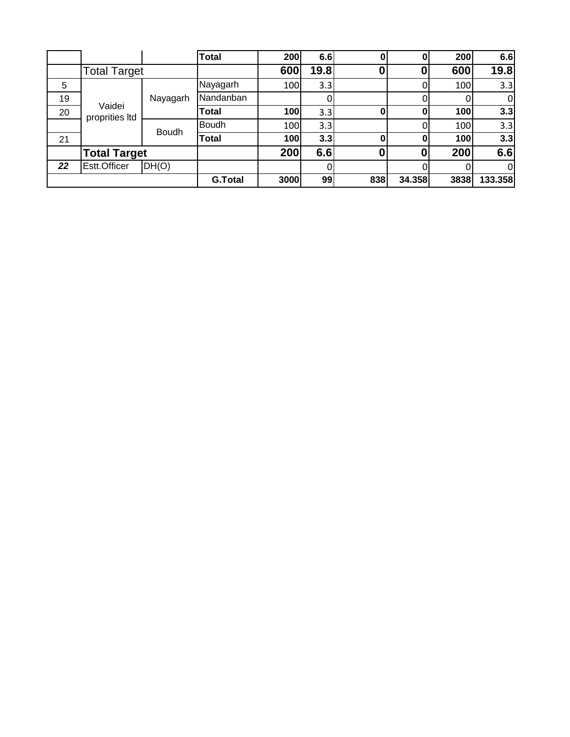|  |  |  | Total | 200 | 6.6 | 0 | 0 | 200 | 6.6 |
|---|---|---|---|---|---|---|---|---|---|
|  | Total Target |  |  | 600 | 19.8 | 0 | 0 | 600 | 19.8 |
| 5 | Vaidei proprities ltd | Nayagarh | Nayagarh | 100 | 3.3 |  | 0 | 100 | 3.3 |
| 19 |  |  | Nandanban |  | 0 |  | 0 | 0 | 0 |
| 20 |  |  | Total | 100 | 3.3 | 0 | 0 | 100 | 3.3 |
|  |  | Boudh | Boudh | 100 | 3.3 |  | 0 | 100 | 3.3 |
| 21 |  |  | Total | 100 | 3.3 | 0 | 0 | 100 | 3.3 |
|  | Total Target |  |  | 200 | 6.6 | 0 | 0 | 200 | 6.6 |
| 22 | Estt.Officer | DH(O) |  |  | 0 |  | 0 | 0 | 0 |
|  |  |  | G.Total | 3000 | 99 | 838 | 34.358 | 3838 | 133.358 |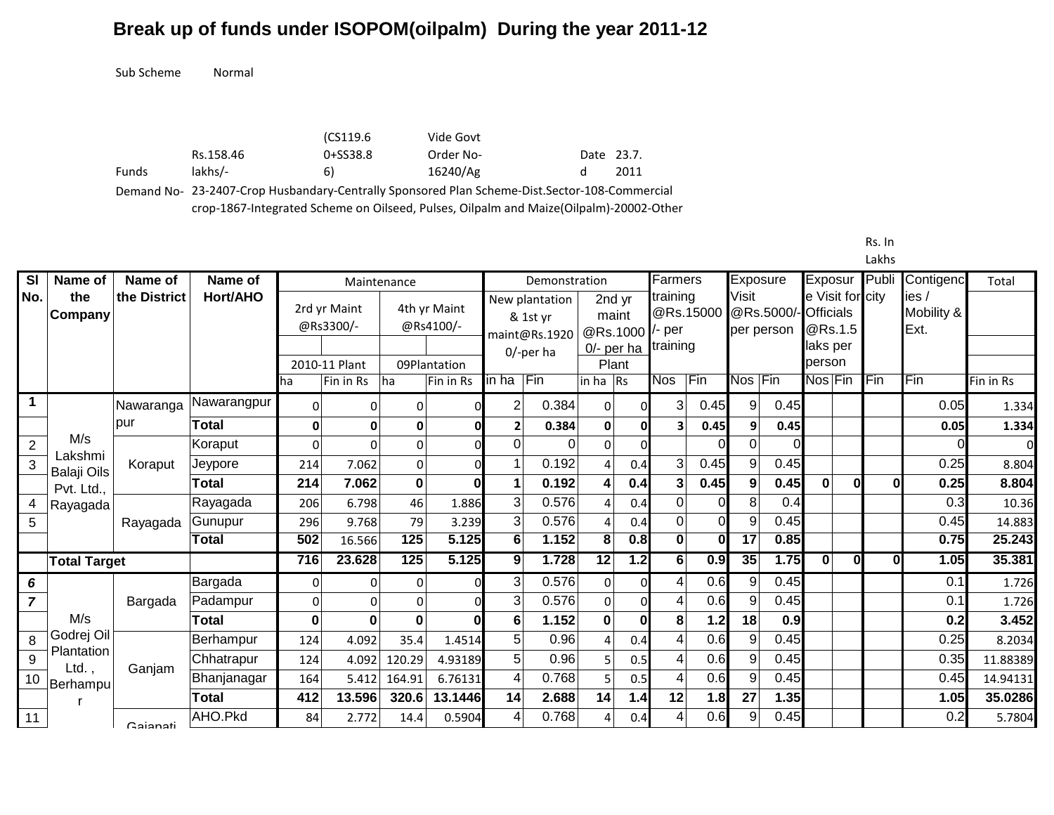# Break up of funds under ISOPOM(oilpalm) During the year 2011-12

Sub Scheme Normal

Funds Rs.158.46 lakhs/- (CS119.60+SS38.86) Vide Govt Order No-16240/Ag Dated 23.7.2011

Demand No- 23-2407-Crop Husbandary-Centrally Sponsored Plan Scheme-Dist.Sector-108-Commercial crop-1867-Integrated Scheme on Oilseed, Pulses, Oilpalm and Maize(Oilpalm)-20002-Other

Rs. In Lakhs

| Sl No. | Name of the Company | Name of the District | Name of Hort/AHO | Maintenance | | | | Demonstration | | | | Farmers training @Rs.15000/- per training | | Exposure Visit @Rs.5000/- per person | | Exposure Visit for Officials @Rs.1.5 laks per person | | Publicity | Contigencies / Mobility & Ext. | Total |
|---|---|---|---|---|---|---|---|---|---|---|---|---|---|---|---|---|---|---|---|---|
| | | | | 2rd yr Maint @Rs3300/- | | 4th yr Maint @Rs4100/- | | New plantation & 1st yr maint@Rs.19200/-per ha | | 2nd yr maint @Rs.10000/- per ha Plant | | | | | | | | | | |
| | | | | 2010-11 Plant | | 09Plantation | | | | | | | | | | | | | | |
| | | | | ha | Fin in Rs | ha | Fin in Rs | in ha | Fin | in ha | Rs | Nos | Fin | Nos | Fin | Nos | Fin | Fin | Fin | Fin in Rs |
| 1 | M/s Lakshmi Balaji Oils Pvt. Ltd., Rayagada | Nawarangapur | Nawarangpur | 0 | 0 | 0 | 0 | 2 | 0.384 | 0 | 0 | 3 | 0.45 | 9 | 0.45 | | | | 0.05 | 1.334 |
| | | | **Total** | **0** | **0** | **0** | **0** | **2** | **0.384** | **0** | **0** | **3** | **0.45** | **9** | **0.45** | | | | **0.05** | **1.334** |
| 2 | | Koraput | Koraput | 0 | 0 | 0 | 0 | 0 | 0 | 0 | 0 | | 0 | 0 | 0 | | | | 0 | 0 |
| 3 | | | Jeypore | 214 | 7.062 | 0 | 0 | 1 | 0.192 | 4 | 0.4 | 3 | 0.45 | 9 | 0.45 | | | | 0.25 | 8.804 |
| | | | **Total** | **214** | **7.062** | **0** | **0** | **1** | **0.192** | **4** | **0.4** | **3** | **0.45** | **9** | **0.45** | **0** | **0** | **0** | **0.25** | **8.804** |
| 4 | | Rayagada | Rayagada | 206 | 6.798 | 46 | 1.886 | 3 | 0.576 | 4 | 0.4 | 0 | 0 | 8 | 0.4 | | | | 0.3 | 10.36 |
| 5 | | | Gunupur | 296 | 9.768 | 79 | 3.239 | 3 | 0.576 | 4 | 0.4 | 0 | 0 | 9 | 0.45 | | | | 0.45 | 14.883 |
| | | | **Total** | **502** | 16.566 | **125** | **5.125** | **6** | **1.152** | **8** | **0.8** | **0** | **0** | **17** | **0.85** | | | | **0.75** | **25.243** |
| | **Total Target** | | | **716** | **23.628** | **125** | **5.125** | **9** | **1.728** | **12** | **1.2** | **6** | **0.9** | **35** | **1.75** | **0** | **0** | **0** | **1.05** | **35.381** |
| *6* | M/s Godrej Oil Plantation Ltd. , Berhampur | Bargada | Bargada | 0 | 0 | 0 | 0 | 3 | 0.576 | 0 | 0 | 4 | 0.6 | 9 | 0.45 | | | | 0.1 | 1.726 |
| *7* | | | Padampur | 0 | 0 | 0 | 0 | 3 | 0.576 | 0 | 0 | 4 | 0.6 | 9 | 0.45 | | | | 0.1 | 1.726 |
| | | | **Total** | **0** | **0** | **0** | **0** | **6** | **1.152** | **0** | **0** | **8** | **1.2** | **18** | **0.9** | | | | **0.2** | **3.452** |
| 8 | | Ganjam | Berhampur | 124 | 4.092 | 35.4 | 1.4514 | 5 | 0.96 | 4 | 0.4 | 4 | 0.6 | 9 | 0.45 | | | | 0.25 | 8.2034 |
| 9 | | | Chhatrapur | 124 | 4.092 | 120.29 | 4.93189 | 5 | 0.96 | 5 | 0.5 | 4 | 0.6 | 9 | 0.45 | | | | 0.35 | 11.88389 |
| 10 | | | Bhanjanagar | 164 | 5.412 | 164.91 | 6.76131 | 4 | 0.768 | 5 | 0.5 | 4 | 0.6 | 9 | 0.45 | | | | 0.45 | 14.94131 |
| | | | **Total** | **412** | **13.596** | **320.6** | **13.1446** | **14** | **2.688** | **14** | **1.4** | **12** | **1.8** | **27** | **1.35** | | | | **1.05** | **35.0286** |
| 11 | | Gajapati | AHO.Pkd | 84 | 2.772 | 14.4 | 0.5904 | 4 | 0.768 | 4 | 0.4 | 4 | 0.6 | 9 | 0.45 | | | | 0.2 | 5.7804 |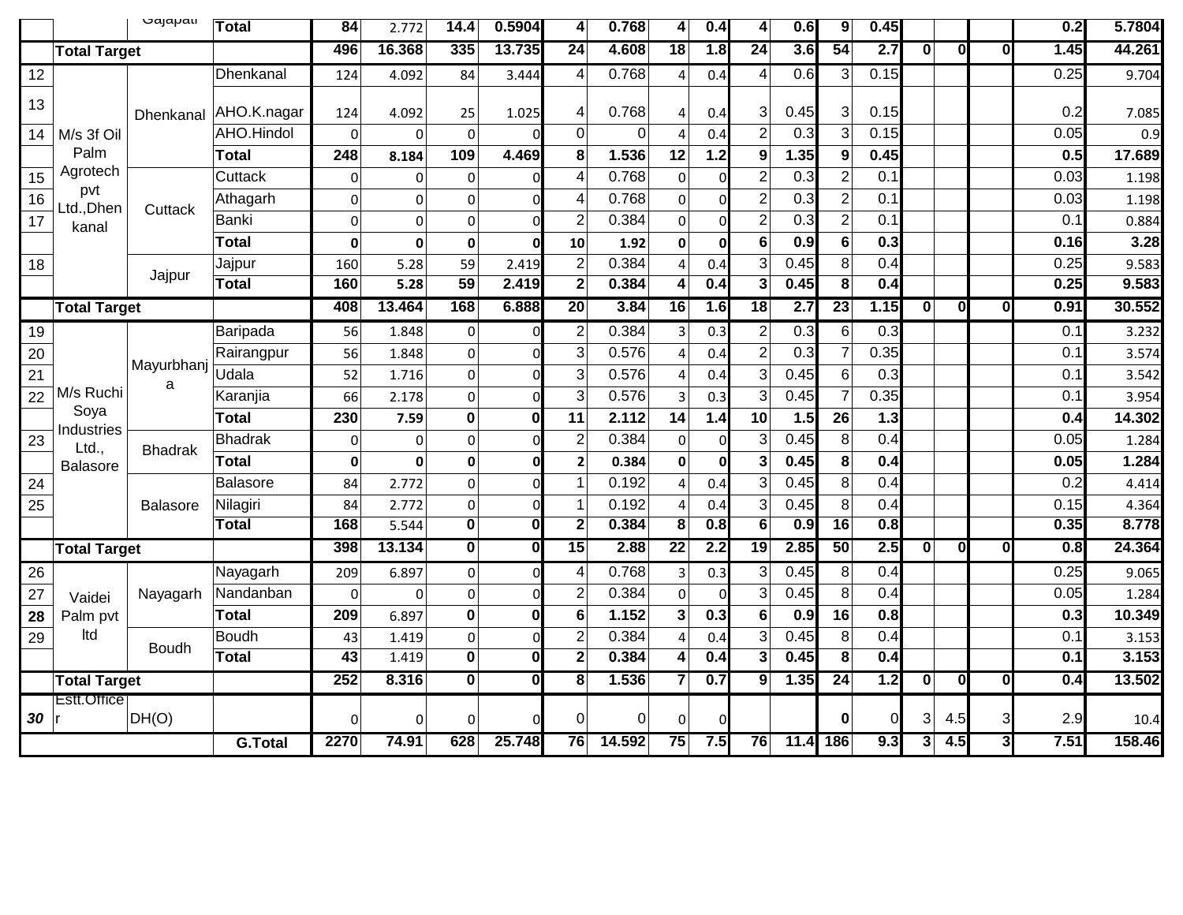| | | Gajapati | Total | 84 | 2.772 | 14.4 | 0.5904 | 4 | 0.768 | 4 | 0.4 | 4 | 0.6 | 9 | 0.45 | | | | 0.2 | 5.7804 |
|---|---|---|---|---|---|---|---|---|---|---|---|---|---|---|---|---|---|---|---|---|
| | **Total Target** | | | **496** | **16.368** | **335** | **13.735** | **24** | **4.608** | **18** | **1.8** | **24** | **3.6** | **54** | **2.7** | **0** | **0** | **0** | **1.45** | **44.261** |
| 12 | M/s 3f Oil Palm Agrotech pvt Ltd.,Dhenkanal | Dhenkanal | Dhenkanal | 124 | 4.092 | 84 | 3.444 | 4 | 0.768 | 4 | 0.4 | 4 | 0.6 | 3 | 0.15 | | | | 0.25 | 9.704 |
| 13 | | | AHO.K.nagar | 124 | 4.092 | 25 | 1.025 | 4 | 0.768 | 4 | 0.4 | 3 | 0.45 | 3 | 0.15 | | | | 0.2 | 7.085 |
| 14 | | | AHO.Hindol | 0 | 0 | 0 | 0 | 0 | 0 | 4 | 0.4 | 2 | 0.3 | 3 | 0.15 | | | | 0.05 | 0.9 |
| | | | **Total** | **248** | **8.184** | **109** | **4.469** | **8** | **1.536** | **12** | **1.2** | **9** | **1.35** | **9** | **0.45** | | | | **0.5** | **17.689** |
| 15 | | Cuttack | Cuttack | 0 | 0 | 0 | 0 | 4 | 0.768 | 0 | 0 | 2 | 0.3 | 2 | 0.1 | | | | 0.03 | 1.198 |
| 16 | | | Athagarh | 0 | 0 | 0 | 0 | 4 | 0.768 | 0 | 0 | 2 | 0.3 | 2 | 0.1 | | | | 0.03 | 1.198 |
| 17 | | | Banki | 0 | 0 | 0 | 0 | 2 | 0.384 | 0 | 0 | 2 | 0.3 | 2 | 0.1 | | | | 0.1 | 0.884 |
| | | | **Total** | **0** | **0** | **0** | **0** | **10** | **1.92** | **0** | **0** | **6** | **0.9** | **6** | **0.3** | | | | **0.16** | **3.28** |
| 18 | | Jajpur | Jajpur | 160 | 5.28 | 59 | 2.419 | 2 | 0.384 | 4 | 0.4 | 3 | 0.45 | 8 | 0.4 | | | | 0.25 | 9.583 |
| | | | **Total** | **160** | **5.28** | **59** | **2.419** | **2** | **0.384** | **4** | **0.4** | **3** | **0.45** | **8** | **0.4** | | | | **0.25** | **9.583** |
| | **Total Target** | | | **408** | **13.464** | **168** | **6.888** | **20** | **3.84** | **16** | **1.6** | **18** | **2.7** | **23** | **1.15** | **0** | **0** | **0** | **0.91** | **30.552** |
| 19 | M/s Ruchi Soya Industries Ltd., Balasore | Mayurbhanja | Baripada | 56 | 1.848 | 0 | 0 | 2 | 0.384 | 3 | 0.3 | 2 | 0.3 | 6 | 0.3 | | | | 0.1 | 3.232 |
| 20 | | | Rairangpur | 56 | 1.848 | 0 | 0 | 3 | 0.576 | 4 | 0.4 | 2 | 0.3 | 7 | 0.35 | | | | 0.1 | 3.574 |
| 21 | | | Udala | 52 | 1.716 | 0 | 0 | 3 | 0.576 | 4 | 0.4 | 3 | 0.45 | 6 | 0.3 | | | | 0.1 | 3.542 |
| 22 | | | Karanjia | 66 | 2.178 | 0 | 0 | 3 | 0.576 | 3 | 0.3 | 3 | 0.45 | 7 | 0.35 | | | | 0.1 | 3.954 |
| | | | **Total** | **230** | **7.59** | **0** | **0** | **11** | **2.112** | **14** | **1.4** | **10** | **1.5** | **26** | **1.3** | | | | **0.4** | **14.302** |
| 23 | | Bhadrak | Bhadrak | 0 | 0 | 0 | 0 | 2 | 0.384 | 0 | 0 | 3 | 0.45 | 8 | 0.4 | | | | 0.05 | 1.284 |
| | | | **Total** | **0** | **0** | **0** | **0** | **2** | **0.384** | **0** | **0** | **3** | **0.45** | **8** | **0.4** | | | | **0.05** | **1.284** |
| 24 | | Balasore | Balasore | 84 | 2.772 | 0 | 0 | 1 | 0.192 | 4 | 0.4 | 3 | 0.45 | 8 | 0.4 | | | | 0.2 | 4.414 |
| 25 | | | Nilagiri | 84 | 2.772 | 0 | 0 | 1 | 0.192 | 4 | 0.4 | 3 | 0.45 | 8 | 0.4 | | | | 0.15 | 4.364 |
| | | | **Total** | **168** | 5.544 | **0** | **0** | **2** | **0.384** | **8** | **0.8** | **6** | **0.9** | **16** | **0.8** | | | | **0.35** | **8.778** |
| | **Total Target** | | | **398** | **13.134** | **0** | **0** | **15** | **2.88** | **22** | **2.2** | **19** | **2.85** | **50** | **2.5** | **0** | **0** | **0** | **0.8** | **24.364** |
| 26 | Vaidei Palm pvt ltd | Nayagarh | Nayagarh | 209 | 6.897 | 0 | 0 | 4 | 0.768 | 3 | 0.3 | 3 | 0.45 | 8 | 0.4 | | | | 0.25 | 9.065 |
| 27 | | | Nandanban | 0 | 0 | 0 | 0 | 2 | 0.384 | 0 | 0 | 3 | 0.45 | 8 | 0.4 | | | | 0.05 | 1.284 |
| **28** | | | **Total** | **209** | 6.897 | **0** | **0** | **6** | **1.152** | **3** | **0.3** | **6** | **0.9** | **16** | **0.8** | | | | **0.3** | **10.349** |
| 29 | | Boudh | Boudh | 43 | 1.419 | 0 | 0 | 2 | 0.384 | 4 | 0.4 | 3 | 0.45 | 8 | 0.4 | | | | 0.1 | 3.153 |
| | | | **Total** | **43** | 1.419 | **0** | **0** | **2** | **0.384** | **4** | **0.4** | **3** | **0.45** | **8** | **0.4** | | | | **0.1** | **3.153** |
| | **Total Target** | | | **252** | **8.316** | **0** | **0** | **8** | **1.536** | **7** | **0.7** | **9** | **1.35** | **24** | **1.2** | **0** | **0** | **0** | **0.4** | **13.502** |
| ***30*** | Estt.Officer | DH(O) | | 0 | 0 | 0 | 0 | 0 | 0 | 0 | 0 | | | **0** | 0 | 3 | 4.5 | 3 | 2.9 | 10.4 |
| | | | **G.Total** | **2270** | **74.91** | **628** | **25.748** | **76** | **14.592** | **75** | **7.5** | **76** | **11.4** | **186** | **9.3** | **3** | **4.5** | **3** | **7.51** | **158.46** |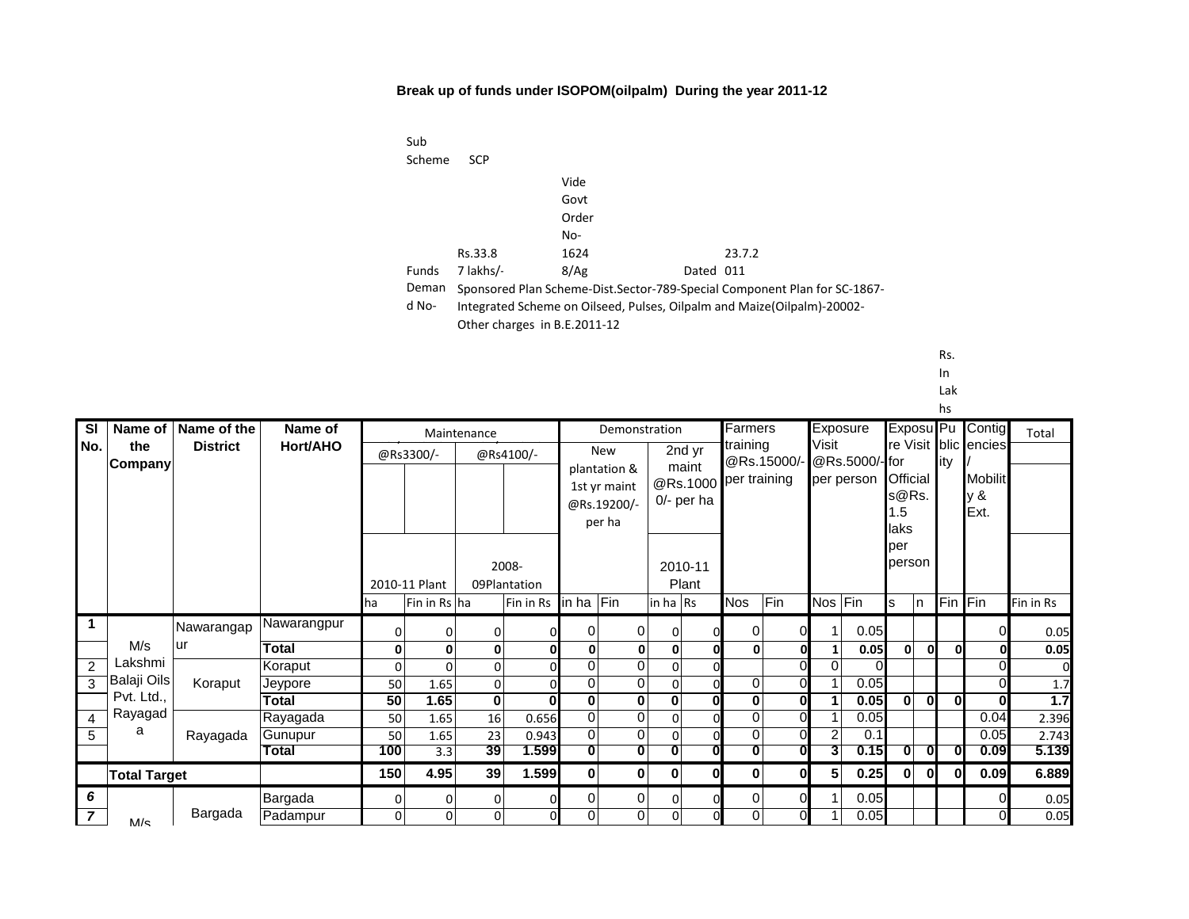**Break up of funds under ISOPOM(oilpalm) During the year 2011-12**

Sub Scheme SCP

Funds Rs.33.87 lakhs/- Vide Govt Order No-16248/Ag Dated 23.7.2011

Demand No- Sponsored Plan Scheme-Dist.Sector-789-Special Component Plan for SC-1867-Integrated Scheme on Oilseed, Pulses, Oilpalm and Maize(Oilpalm)-20002-Other charges in B.E.2011-12

Rs. In Lakhs

| Sl No. | Name of the Company | Name of the District | Name of Hort/AHO | Maintenance @Rs3300/- 2010-11 Plant | | Maintenance @Rs4100/- 2008-09Plantation | | Demonstration New plantation & 1st yr maint @Rs.19200/- per ha | | Demonstration 2nd yr maint @Rs.10000/- per ha 2010-11 Plant | | Farmers training @Rs.15000/- per training | | Exposure Visit @Rs.5000/- per person | | Exposure Visit for Officials@Rs. 1.5 laks per person | | Publicity | Contigencies / Mobility & Ext. | Total |
|---|---|---|---|---|---|---|---|---|---|---|---|---|---|---|---|---|---|---|---|---|
| | | | | ha | Fin in Rs | ha | Fin in Rs | in ha | Fin | in ha | Rs | Nos | Fin | Nos | Fin | s | n | Fin | Fin | Fin in Rs |
| 1 | M/s Lakshmi Balaji Oils Pvt. Ltd., Rayagada | Nawarangapur | Nawarangpur | 0 | 0 | 0 | 0 | 0 | 0 | 0 | 0 | 0 | 0 | 1 | 0.05 | | | | 0 | 0.05 |
| | | | **Total** | **0** | **0** | **0** | **0** | **0** | **0** | **0** | **0** | **0** | **0** | **1** | **0.05** | **0** | **0** | **0** | **0** | **0.05** |
| 2 | | Koraput | Koraput | 0 | 0 | 0 | 0 | 0 | 0 | 0 | 0 | | 0 | 0 | 0 | | | | 0 | 0 |
| 3 | | | Jeypore | 50 | 1.65 | 0 | 0 | 0 | 0 | 0 | 0 | 0 | 0 | 1 | 0.05 | | | | 0 | 1.7 |
| | | | **Total** | **50** | **1.65** | **0** | **0** | **0** | **0** | **0** | **0** | **0** | **0** | **1** | **0.05** | **0** | **0** | **0** | **0** | **1.7** |
| 4 | | Rayagada | Rayagada | 50 | 1.65 | 16 | 0.656 | 0 | 0 | 0 | 0 | 0 | 0 | 1 | 0.05 | | | | 0.04 | 2.396 |
| 5 | | | Gunupur | 50 | 1.65 | 23 | 0.943 | 0 | 0 | 0 | 0 | 0 | 0 | 2 | 0.1 | | | | 0.05 | 2.743 |
| | | | **Total** | **100** | 3.3 | **39** | **1.599** | **0** | **0** | **0** | **0** | **0** | **0** | **3** | **0.15** | **0** | **0** | **0** | **0.09** | **5.139** |
| | **Total Target** | | | **150** | **4.95** | **39** | **1.599** | **0** | **0** | **0** | **0** | **0** | **0** | **5** | **0.25** | **0** | **0** | **0** | **0.09** | **6.889** |
| *6* | M/s | Bargada | Bargada | 0 | 0 | 0 | 0 | 0 | 0 | 0 | 0 | 0 | 0 | 1 | 0.05 | | | | 0 | 0.05 |
| *7* | | | Padampur | 0 | 0 | 0 | 0 | 0 | 0 | 0 | 0 | 0 | 0 | 1 | 0.05 | | | | 0 | 0.05 |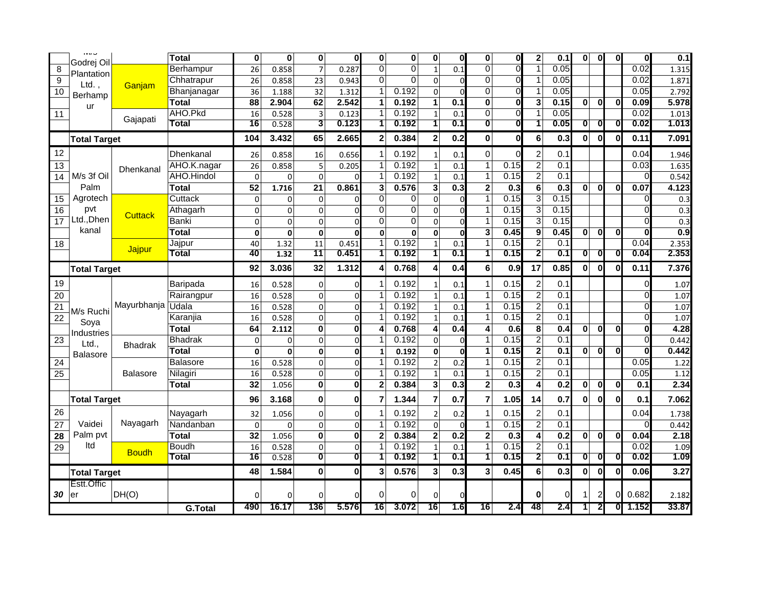| | | | | | | | | | | | | | | | | | | | |
|---|---|---|---|---|---|---|---|---|---|---|---|---|---|---|---|---|---|---|---|
| | M/s Godrej Oil Plantation Ltd., Berhampur | | **Total** | **0** | **0** | **0** | **0** | **0** | **0** | **0** | **0** | **0** | **0** | **2** | **0.1** | **0** | **0** | **0** | **0** | **0.1** |
| 8 | | Ganjam | Berhampur | 26 | 0.858 | 7 | 0.287 | 0 | 0 | 1 | 0.1 | 0 | 0 | 1 | 0.05 | | | | 0.02 | 1.315 |
| 9 | | | Chhatrapur | 26 | 0.858 | 23 | 0.943 | 0 | 0 | 0 | 0 | 0 | 0 | 1 | 0.05 | | | | 0.02 | 1.871 |
| 10 | | | Bhanjanagar | 36 | 1.188 | 32 | 1.312 | 1 | 0.192 | 0 | 0 | 0 | 0 | 1 | 0.05 | | | | 0.05 | 2.792 |
| | | | **Total** | **88** | **2.904** | **62** | **2.542** | **1** | **0.192** | **1** | **0.1** | **0** | **0** | **3** | **0.15** | **0** | **0** | **0** | **0.09** | **5.978** |
| 11 | | Gajapati | AHO.Pkd | 16 | 0.528 | 3 | 0.123 | 1 | 0.192 | 1 | 0.1 | 0 | 0 | 1 | 0.05 | | | | 0.02 | 1.013 |
| | | | **Total** | **16** | 0.528 | **3** | **0.123** | **1** | **0.192** | **1** | **0.1** | **0** | **0** | **1** | **0.05** | **0** | **0** | **0** | **0.02** | **1.013** |
| | **Total Target** | | | **104** | **3.432** | **65** | **2.665** | **2** | **0.384** | **2** | **0.2** | **0** | **0** | **6** | **0.3** | **0** | **0** | **0** | **0.11** | **7.091** |
| 12 | M/s 3f Oil Palm Agrotech pvt Ltd.,Dhenkanal | Dhenkanal | Dhenkanal | 26 | 0.858 | 16 | 0.656 | 1 | 0.192 | 1 | 0.1 | 0 | 0 | 2 | 0.1 | | | | 0.04 | 1.946 |
| 13 | | | AHO.K.nagar | 26 | 0.858 | 5 | 0.205 | 1 | 0.192 | 1 | 0.1 | 1 | 0.15 | 2 | 0.1 | | | | 0.03 | 1.635 |
| 14 | | | AHO.Hindol | 0 | 0 | 0 | 0 | 1 | 0.192 | 1 | 0.1 | 1 | 0.15 | 2 | 0.1 | | | | 0 | 0.542 |
| | | | **Total** | **52** | **1.716** | **21** | **0.861** | **3** | **0.576** | **3** | **0.3** | **2** | **0.3** | **6** | **0.3** | **0** | **0** | **0** | **0.07** | **4.123** |
| 15 | | Cuttack | Cuttack | 0 | 0 | 0 | 0 | 0 | 0 | 0 | 0 | 1 | 0.15 | 3 | 0.15 | | | | 0 | 0.3 |
| 16 | | | Athagarh | 0 | 0 | 0 | 0 | 0 | 0 | 0 | 0 | 1 | 0.15 | 3 | 0.15 | | | | 0 | 0.3 |
| 17 | | | Banki | 0 | 0 | 0 | 0 | 0 | 0 | 0 | 0 | 1 | 0.15 | 3 | 0.15 | | | | 0 | 0.3 |
| | | | **Total** | **0** | **0** | **0** | **0** | **0** | **0** | **0** | **0** | **3** | **0.45** | **9** | **0.45** | **0** | **0** | **0** | **0** | **0.9** |
| 18 | | Jajpur | Jajpur | 40 | 1.32 | 11 | 0.451 | 1 | 0.192 | 1 | 0.1 | 1 | 0.15 | 2 | 0.1 | | | | 0.04 | 2.353 |
| | | | **Total** | **40** | **1.32** | **11** | **0.451** | **1** | **0.192** | **1** | **0.1** | **1** | **0.15** | **2** | **0.1** | **0** | **0** | **0** | **0.04** | **2.353** |
| | **Total Target** | | | **92** | **3.036** | **32** | **1.312** | **4** | **0.768** | **4** | **0.4** | **6** | **0.9** | **17** | **0.85** | **0** | **0** | **0** | **0.11** | **7.376** |
| 19 | M/s Ruchi Soya Industries Ltd., Balasore | Mayurbhanja | Baripada | 16 | 0.528 | 0 | 0 | 1 | 0.192 | 1 | 0.1 | 1 | 0.15 | 2 | 0.1 | | | | 0 | 1.07 |
| 20 | | | Rairangpur | 16 | 0.528 | 0 | 0 | 1 | 0.192 | 1 | 0.1 | 1 | 0.15 | 2 | 0.1 | | | | 0 | 1.07 |
| 21 | | | Udala | 16 | 0.528 | 0 | 0 | 1 | 0.192 | 1 | 0.1 | 1 | 0.15 | 2 | 0.1 | | | | 0 | 1.07 |
| 22 | | | Karanjia | 16 | 0.528 | 0 | 0 | 1 | 0.192 | 1 | 0.1 | 1 | 0.15 | 2 | 0.1 | | | | 0 | 1.07 |
| | | | **Total** | **64** | **2.112** | **0** | **0** | **4** | **0.768** | **4** | **0.4** | **4** | **0.6** | **8** | **0.4** | **0** | **0** | **0** | **0** | **4.28** |
| 23 | | Bhadrak | Bhadrak | 0 | 0 | 0 | 0 | 1 | 0.192 | 0 | 0 | 1 | 0.15 | 2 | 0.1 | | | | 0 | 0.442 |
| | | | **Total** | **0** | **0** | **0** | **0** | **1** | **0.192** | **0** | **0** | **1** | **0.15** | **2** | **0.1** | **0** | **0** | **0** | **0** | **0.442** |
| 24 | | Balasore | Balasore | 16 | 0.528 | 0 | 0 | 1 | 0.192 | 2 | 0.2 | 1 | 0.15 | 2 | 0.1 | | | | 0.05 | 1.22 |
| 25 | | | Nilagiri | 16 | 0.528 | 0 | 0 | 1 | 0.192 | 1 | 0.1 | 1 | 0.15 | 2 | 0.1 | | | | 0.05 | 1.12 |
| | | | **Total** | **32** | 1.056 | **0** | **0** | **2** | **0.384** | **3** | **0.3** | **2** | **0.3** | **4** | **0.2** | **0** | **0** | **0** | **0.1** | **2.34** |
| | **Total Target** | | | **96** | **3.168** | **0** | **0** | **7** | **1.344** | **7** | **0.7** | **7** | **1.05** | **14** | **0.7** | **0** | **0** | **0** | **0.1** | **7.062** |
| 26 | Vaidei Palm pvt ltd | Nayagarh | Nayagarh | 32 | 1.056 | 0 | 0 | 1 | 0.192 | 2 | 0.2 | 1 | 0.15 | 2 | 0.1 | | | | 0.04 | 1.738 |
| 27 | | | Nandanban | 0 | 0 | 0 | 0 | 1 | 0.192 | 0 | 0 | 1 | 0.15 | 2 | 0.1 | | | | 0 | 0.442 |
| 28 | | | **Total** | **32** | 1.056 | **0** | **0** | **2** | **0.384** | **2** | **0.2** | **2** | **0.3** | **4** | **0.2** | **0** | **0** | **0** | **0.04** | **2.18** |
| 29 | | Boudh | Boudh | 16 | 0.528 | 0 | 0 | 1 | 0.192 | 1 | 0.1 | 1 | 0.15 | 2 | 0.1 | | | | 0.02 | 1.09 |
| | | | **Total** | **16** | 0.528 | **0** | **0** | **1** | **0.192** | **1** | **0.1** | **1** | **0.15** | **2** | **0.1** | **0** | **0** | **0** | **0.02** | **1.09** |
| | **Total Target** | | | **48** | **1.584** | **0** | **0** | **3** | **0.576** | **3** | **0.3** | **3** | **0.45** | **6** | **0.3** | **0** | **0** | **0** | **0.06** | **3.27** |
| ***30*** | Estt.Officer | DH(O) | | 0 | 0 | 0 | 0 | 0 | 0 | 0 | 0 | | | **0** | 0 | 1 | 2 | 0 | 0.682 | 2.182 |
| | | | **G.Total** | **490** | **16.17** | **136** | **5.576** | **16** | **3.072** | **16** | **1.6** | **16** | **2.4** | **48** | **2.4** | **1** | **2** | **0** | **1.152** | **33.87** |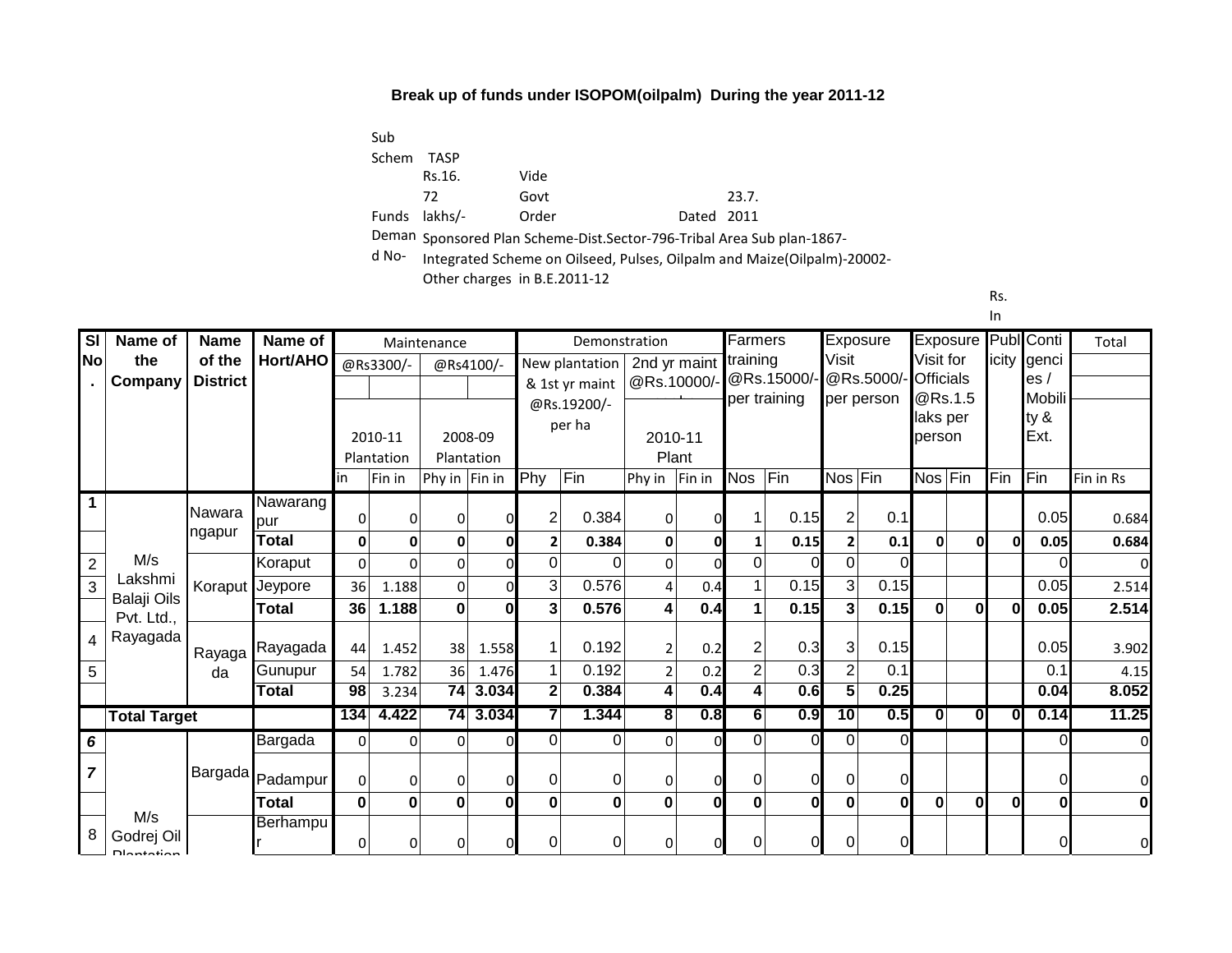**Break up of funds under ISOPOM(oilpalm) During the year 2011-12**

Sub Schem TASP

Funds Rs.16.72 lakhs/- Vide Govt Order Dated 23.7.2011

Demand No- Sponsored Plan Scheme-Dist.Sector-796-Tribal Area Sub plan-1867-Integrated Scheme on Oilseed, Pulses, Oilpalm and Maize(Oilpalm)-20002-Other charges in B.E.2011-12

Rs. In

| Sl No. | Name of the Company | Name of the District | Name of Hort/AHO | Maintenance @Rs3300/- 2010-11 Plantation | | Maintenance @Rs4100/- 2008-09 Plantation | | Demonstration New plantation & 1st yr maint @Rs.19200/- per ha | | Demonstration 2nd yr maint @Rs.10000/- 2010-11 Plant | | Farmers training @Rs.15000/- per training | | Exposure Visit @Rs.5000/- per person | | Exposure Visit for Officials @Rs.1.5 laks per person | | Publicity | Contigencies / Mobility & Ext. | Total |
|---|---|---|---|---|---|---|---|---|---|---|---|---|---|---|---|---|---|---|---|---|
| | | | | in | Fin in | Phy in | Fin in | Phy | Fin | Phy in | Fin in | Nos | Fin | Nos | Fin | Nos | Fin | Fin | Fin | Fin in Rs |
| 1 | M/s Lakshmi Balaji Oils Pvt. Ltd., Rayagada | Nawarangpur | Nawarangpur | 0 | 0 | 0 | 0 | 2 | 0.384 | 0 | 0 | 1 | 0.15 | 2 | 0.1 | | | | 0.05 | 0.684 |
| | | | **Total** | **0** | **0** | **0** | **0** | **2** | **0.384** | **0** | **0** | **1** | **0.15** | **2** | **0.1** | **0** | **0** | **0** | **0.05** | **0.684** |
| 2 | | Koraput | Koraput | 0 | 0 | 0 | 0 | 0 | 0 | 0 | 0 | 0 | 0 | 0 | 0 | | | | 0 | 0 |
| 3 | | | Jeypore | 36 | 1.188 | 0 | 0 | 3 | 0.576 | 4 | 0.4 | 1 | 0.15 | 3 | 0.15 | | | | 0.05 | 2.514 |
| | | | **Total** | **36** | **1.188** | **0** | **0** | **3** | **0.576** | **4** | **0.4** | **1** | **0.15** | **3** | **0.15** | **0** | **0** | **0** | **0.05** | **2.514** |
| 4 | | Rayagada | Rayagada | 44 | 1.452 | 38 | 1.558 | 1 | 0.192 | 2 | 0.2 | 2 | 0.3 | 3 | 0.15 | | | | 0.05 | 3.902 |
| 5 | | | Gunupur | 54 | 1.782 | 36 | 1.476 | 1 | 0.192 | 2 | 0.2 | 2 | 0.3 | 2 | 0.1 | | | | 0.1 | 4.15 |
| | | | **Total** | **98** | 3.234 | **74** | **3.034** | **2** | **0.384** | **4** | **0.4** | **4** | **0.6** | **5** | **0.25** | | | | **0.04** | **8.052** |
| | **Total Target** | | | **134** | **4.422** | **74** | **3.034** | **7** | **1.344** | **8** | **0.8** | **6** | **0.9** | **10** | **0.5** | **0** | **0** | **0** | **0.14** | **11.25** |
| *6* | M/s Godrej Oil Plantation | Bargada | Bargada | 0 | 0 | 0 | 0 | 0 | 0 | 0 | 0 | 0 | 0 | 0 | 0 | | | | 0 | 0 |
| *7* | | | Padampur | 0 | 0 | 0 | 0 | 0 | 0 | 0 | 0 | 0 | 0 | 0 | 0 | | | | 0 | 0 |
| | | | **Total** | **0** | **0** | **0** | **0** | **0** | **0** | **0** | **0** | **0** | **0** | **0** | **0** | **0** | **0** | **0** | **0** | **0** |
| 8 | | | Berhampur | 0 | 0 | 0 | 0 | 0 | 0 | 0 | 0 | 0 | 0 | 0 | 0 | | | | 0 | 0 |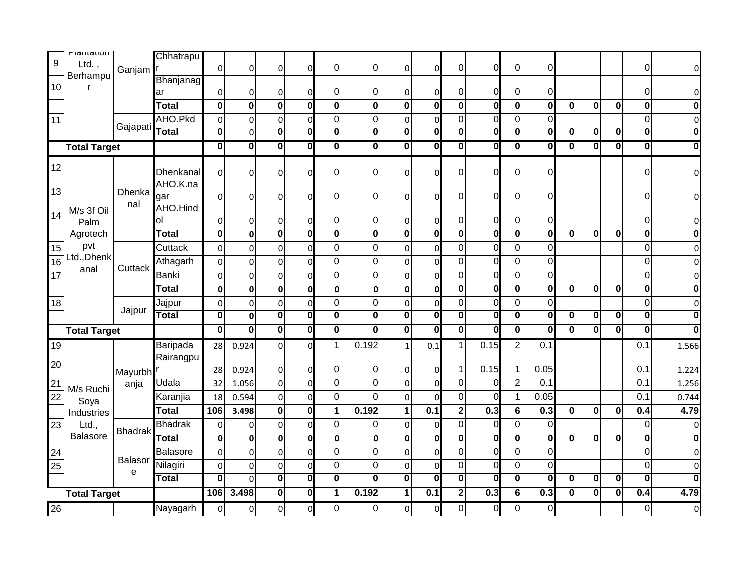| 9 | Plantation Ltd. , Berhampur | Ganjam | Chhatrapur | 0 | 0 | 0 | 0 | 0 | 0 | 0 | 0 | 0 | 0 | 0 | 0 | | | | 0 | 0 |
|---|---|---|---|---|---|---|---|---|---|---|---|---|---|---|---|---|---|---|---|---|
| 10 | | | Bhanjanagar | 0 | 0 | 0 | 0 | 0 | 0 | 0 | 0 | 0 | 0 | 0 | 0 | | | | 0 | 0 |
| | | | **Total** | **0** | **0** | **0** | **0** | **0** | **0** | **0** | **0** | **0** | **0** | **0** | **0** | **0** | **0** | **0** | **0** | **0** |
| 11 | | Gajapati | AHO.Pkd | 0 | 0 | 0 | 0 | 0 | 0 | 0 | 0 | 0 | 0 | 0 | 0 | | | | 0 | 0 |
| | | | **Total** | **0** | 0 | **0** | **0** | **0** | **0** | **0** | **0** | **0** | **0** | **0** | **0** | **0** | **0** | **0** | **0** | **0** |
| | **Total Target** | | | **0** | **0** | **0** | **0** | **0** | **0** | **0** | **0** | **0** | **0** | **0** | **0** | **0** | **0** | **0** | **0** | **0** |
| 12 | M/s 3f Oil Palm Agrotech pvt Ltd.,Dhenkanal | Dhenkanal | Dhenkanal | 0 | 0 | 0 | 0 | 0 | 0 | 0 | 0 | 0 | 0 | 0 | 0 | | | | 0 | 0 |
| 13 | | | AHO.K.nagar | 0 | 0 | 0 | 0 | 0 | 0 | 0 | 0 | 0 | 0 | 0 | 0 | | | | 0 | 0 |
| 14 | | | AHO.Hindol | 0 | 0 | 0 | 0 | 0 | 0 | 0 | 0 | 0 | 0 | 0 | 0 | | | | 0 | 0 |
| | | | **Total** | **0** | **0** | **0** | **0** | **0** | **0** | **0** | **0** | **0** | **0** | **0** | **0** | **0** | **0** | **0** | **0** | **0** |
| 15 | | Cuttack | Cuttack | 0 | 0 | 0 | 0 | 0 | 0 | 0 | 0 | 0 | 0 | 0 | 0 | | | | 0 | 0 |
| 16 | | | Athagarh | 0 | 0 | 0 | 0 | 0 | 0 | 0 | 0 | 0 | 0 | 0 | 0 | | | | 0 | 0 |
| 17 | | | Banki | 0 | 0 | 0 | 0 | 0 | 0 | 0 | 0 | 0 | 0 | 0 | 0 | | | | 0 | 0 |
| | | | **Total** | **0** | **0** | **0** | **0** | **0** | **0** | **0** | **0** | **0** | **0** | **0** | **0** | **0** | **0** | **0** | **0** | **0** |
| 18 | | Jajpur | Jajpur | 0 | 0 | 0 | 0 | 0 | 0 | 0 | 0 | 0 | 0 | 0 | 0 | | | | 0 | 0 |
| | | | **Total** | **0** | **0** | **0** | **0** | **0** | **0** | **0** | **0** | **0** | **0** | **0** | **0** | **0** | **0** | **0** | **0** | **0** |
| | **Total Target** | | | **0** | **0** | **0** | **0** | **0** | **0** | **0** | **0** | **0** | **0** | **0** | **0** | **0** | **0** | **0** | **0** | **0** |
| 19 | M/s Ruchi Soya Industries Ltd., Balasore | Mayurbhanja | Baripada | 28 | 0.924 | 0 | 0 | 1 | 0.192 | 1 | 0.1 | 1 | 0.15 | 2 | 0.1 | | | | 0.1 | 1.566 |
| 20 | | | Rairangpur | 28 | 0.924 | 0 | 0 | 0 | 0 | 0 | 0 | 1 | 0.15 | 1 | 0.05 | | | | 0.1 | 1.224 |
| 21 | | | Udala | 32 | 1.056 | 0 | 0 | 0 | 0 | 0 | 0 | 0 | 0 | 2 | 0.1 | | | | 0.1 | 1.256 |
| 22 | | | Karanjia | 18 | 0.594 | 0 | 0 | 0 | 0 | 0 | 0 | 0 | 0 | 1 | 0.05 | | | | 0.1 | 0.744 |
| | | | **Total** | **106** | **3.498** | **0** | **0** | **1** | **0.192** | **1** | **0.1** | **2** | **0.3** | **6** | **0.3** | **0** | **0** | **0** | **0.4** | **4.79** |
| 23 | | Bhadrak | Bhadrak | 0 | 0 | 0 | 0 | 0 | 0 | 0 | 0 | 0 | 0 | 0 | 0 | | | | 0 | 0 |
| | | | **Total** | **0** | **0** | **0** | **0** | **0** | **0** | **0** | **0** | **0** | **0** | **0** | **0** | **0** | **0** | **0** | **0** | **0** |
| 24 | | Balasore | Balasore | 0 | 0 | 0 | 0 | 0 | 0 | 0 | 0 | 0 | 0 | 0 | 0 | | | | 0 | 0 |
| 25 | | | Nilagiri | 0 | 0 | 0 | 0 | 0 | 0 | 0 | 0 | 0 | 0 | 0 | 0 | | | | 0 | 0 |
| | | | **Total** | **0** | 0 | **0** | **0** | **0** | **0** | **0** | **0** | **0** | **0** | **0** | **0** | **0** | **0** | **0** | **0** | **0** |
| | **Total Target** | | | **106** | **3.498** | **0** | **0** | **1** | **0.192** | **1** | **0.1** | **2** | **0.3** | **6** | **0.3** | **0** | **0** | **0** | **0.4** | **4.79** |
| 26 | | | Nayagarh | 0 | 0 | 0 | 0 | 0 | 0 | 0 | 0 | 0 | 0 | 0 | 0 | | | | 0 | 0 |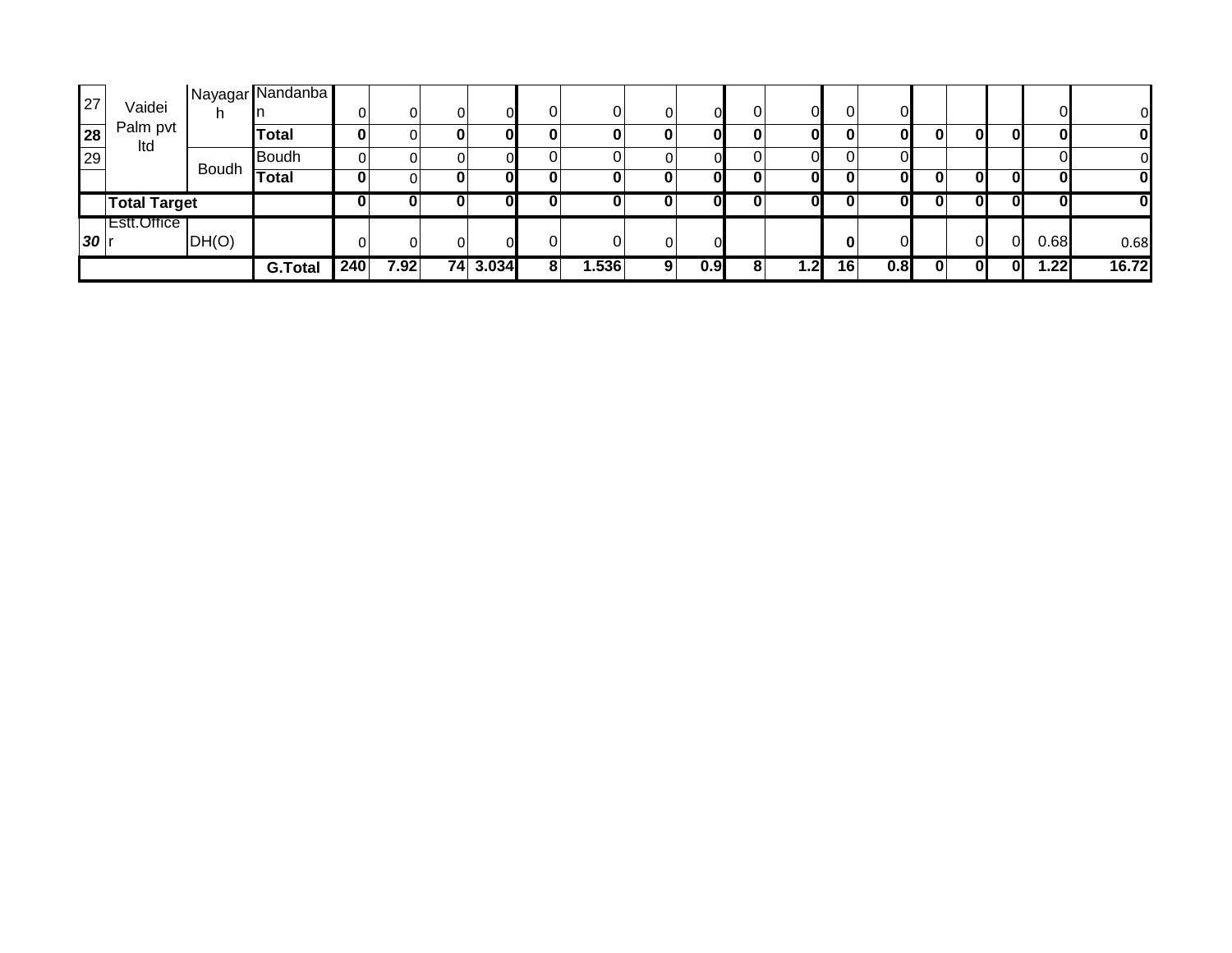| | | | | | | | | | | | | | | | | | | | | |
|---|---|---|---|---|---|---|---|---|---|---|---|---|---|---|---|---|---|---|---|---|
| 27 | Vaidei Palm pvt ltd | Nayagarh | Nandaban | 0 | 0 | 0 | 0 | 0 | 0 | 0 | 0 | 0 | 0 | 0 | 0 | | | | 0 | 0 |
| **28** | | | **Total** | **0** | 0 | **0** | **0** | **0** | **0** | **0** | **0** | **0** | **0** | **0** | **0** | **0** | **0** | **0** | **0** | **0** |
| 29 | | Boudh | Boudh | 0 | 0 | 0 | 0 | 0 | 0 | 0 | 0 | 0 | 0 | 0 | 0 | | | | 0 | 0 |
| | | | **Total** | **0** | 0 | **0** | **0** | **0** | **0** | **0** | **0** | **0** | **0** | **0** | **0** | **0** | **0** | **0** | **0** | **0** |
| | **Total Target** | | | **0** | **0** | **0** | **0** | **0** | **0** | **0** | **0** | **0** | **0** | **0** | **0** | **0** | **0** | **0** | **0** | **0** |
| ***30*** | Estt.Officer | DH(O) | | 0 | 0 | 0 | 0 | 0 | 0 | 0 | 0 | | | **0** | 0 | | 0 | 0 | 0.68 | 0.68 |
| | | | **G.Total** | **240** | **7.92** | **74** | **3.034** | **8** | **1.536** | **9** | **0.9** | **8** | **1.2** | **16** | **0.8** | **0** | **0** | **0** | **1.22** | **16.72** |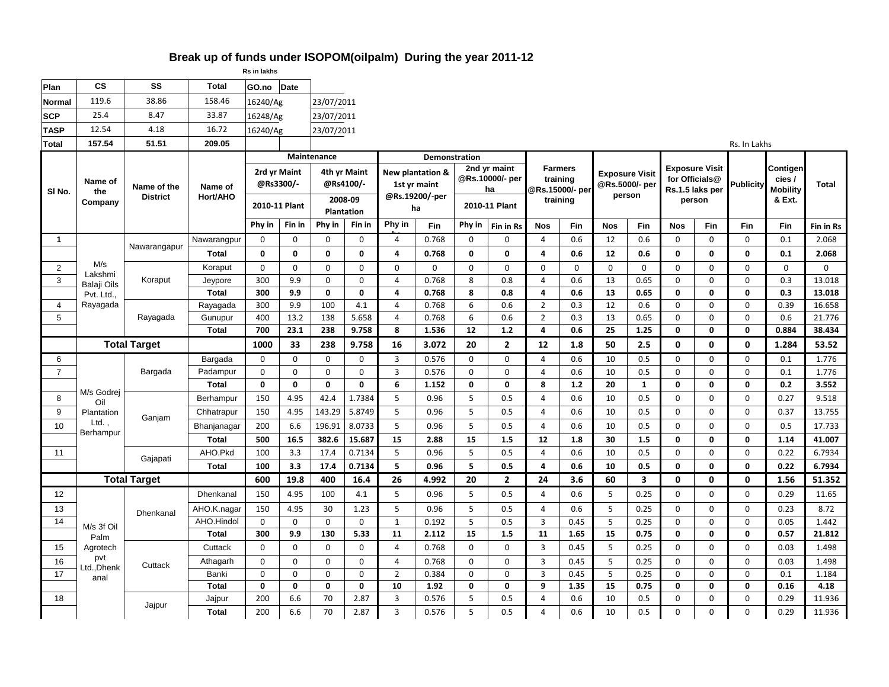# Break up of funds under ISOPOM(oilpalm) During the year 2011-12

Rs in lakhs

| Plan | CS | SS | Total | GO.no | Date |
|---|---|---|---|---|---|
| Normal | 119.6 | 38.86 | 158.46 | 16240/Ag | 23/07/2011 |
| SCP | 25.4 | 8.47 | 33.87 | 16248/Ag | 23/07/2011 |
| TASP | 12.54 | 4.18 | 16.72 | 16240/Ag | 23/07/2011 |
| Total | 157.54 | 51.51 | 209.05 | | |

Rs. In Lakhs

| Sl No. | Name of the Company | Name of the District | Name of Hort/AHO | Maintenance | | | | Demonstration | | | | Farmers training @Rs.15000/- per training | | Exposure Visit @Rs.5000/- per person | | Exposure Visit for Officials@ Rs.1.5 laks per person | | Publicity | Contigencies / Mobility & Ext. | Total |
|---|---|---|---|---|---|---|---|---|---|---|---|---|---|---|---|---|---|---|---|---|
| | | | | 2rd yr Maint @Rs3300/- 2010-11 Plant | | 4th yr Maint @Rs4100/- 2008-09 Plantation | | New plantation & 1st yr maint @Rs.19200/-per ha | | 2nd yr maint @Rs.10000/- per ha 2010-11 Plant | | | | | | | | | | |
| | | | | Phy in | Fin in | Phy in | Fin in | Phy in | Fin | Phy in | Fin in Rs | Nos | Fin | Nos | Fin | Nos | Fin | Fin | Fin | Fin in Rs |
| 1 | M/s Lakshmi Balaji Oils Pvt. Ltd., Rayagada | Nawarangapur | Nawarangpur | 0 | 0 | 0 | 0 | 4 | 0.768 | 0 | 0 | 4 | 0.6 | 12 | 0.6 | 0 | 0 | 0 | 0.1 | 2.068 |
| | | | **Total** | **0** | **0** | **0** | **0** | **4** | **0.768** | **0** | **0** | **4** | **0.6** | **12** | **0.6** | **0** | **0** | **0** | **0.1** | **2.068** |
| 2 | | Koraput | Koraput | 0 | 0 | 0 | 0 | 0 | 0 | 0 | 0 | 0 | 0 | 0 | 0 | 0 | 0 | 0 | 0 | 0 |
| 3 | | | Jeypore | 300 | 9.9 | 0 | 0 | 4 | 0.768 | 8 | 0.8 | 4 | 0.6 | 13 | 0.65 | 0 | 0 | 0 | 0.3 | 13.018 |
| | | | **Total** | **300** | **9.9** | **0** | **0** | **4** | **0.768** | **8** | **0.8** | **4** | **0.6** | **13** | **0.65** | **0** | **0** | **0** | **0.3** | **13.018** |
| 4 | | Rayagada | Rayagada | 300 | 9.9 | 100 | 4.1 | 4 | 0.768 | 6 | 0.6 | 2 | 0.3 | 12 | 0.6 | 0 | 0 | 0 | 0.39 | 16.658 |
| 5 | | | Gunupur | 400 | 13.2 | 138 | 5.658 | 4 | 0.768 | 6 | 0.6 | 2 | 0.3 | 13 | 0.65 | 0 | 0 | 0 | 0.6 | 21.776 |
| | | | **Total** | **700** | **23.1** | **238** | **9.758** | **8** | **1.536** | **12** | **1.2** | **4** | **0.6** | **25** | **1.25** | **0** | **0** | **0** | **0.884** | **38.434** |
| | **Total Target** | | | **1000** | **33** | **238** | **9.758** | **16** | **3.072** | **20** | **2** | **12** | **1.8** | **50** | **2.5** | **0** | **0** | **0** | **1.284** | **53.52** |
| 6 | M/s Godrej Oil Plantation Ltd. , Berhampur | Bargada | Bargada | 0 | 0 | 0 | 0 | 3 | 0.576 | 0 | 0 | 4 | 0.6 | 10 | 0.5 | 0 | 0 | 0 | 0.1 | 1.776 |
| 7 | | | Padampur | 0 | 0 | 0 | 0 | 3 | 0.576 | 0 | 0 | 4 | 0.6 | 10 | 0.5 | 0 | 0 | 0 | 0.1 | 1.776 |
| | | | **Total** | **0** | **0** | **0** | **0** | **6** | **1.152** | **0** | **0** | **8** | **1.2** | **20** | **1** | **0** | **0** | **0** | **0.2** | **3.552** |
| 8 | | Ganjam | Berhampur | 150 | 4.95 | 42.4 | 1.7384 | 5 | 0.96 | 5 | 0.5 | 4 | 0.6 | 10 | 0.5 | 0 | 0 | 0 | 0.27 | 9.518 |
| 9 | | | Chhatrapur | 150 | 4.95 | 143.29 | 5.8749 | 5 | 0.96 | 5 | 0.5 | 4 | 0.6 | 10 | 0.5 | 0 | 0 | 0 | 0.37 | 13.755 |
| 10 | | | Bhanjanagar | 200 | 6.6 | 196.91 | 8.0733 | 5 | 0.96 | 5 | 0.5 | 4 | 0.6 | 10 | 0.5 | 0 | 0 | 0 | 0.5 | 17.733 |
| | | | **Total** | **500** | **16.5** | **382.6** | **15.687** | **15** | **2.88** | **15** | **1.5** | **12** | **1.8** | **30** | **1.5** | **0** | **0** | **0** | **1.14** | **41.007** |
| 11 | | Gajapati | AHO.Pkd | 100 | 3.3 | 17.4 | 0.7134 | 5 | 0.96 | 5 | 0.5 | 4 | 0.6 | 10 | 0.5 | 0 | 0 | 0 | 0.22 | 6.7934 |
| | | | **Total** | **100** | **3.3** | **17.4** | **0.7134** | **5** | **0.96** | **5** | **0.5** | **4** | **0.6** | **10** | **0.5** | **0** | **0** | **0** | **0.22** | **6.7934** |
| | **Total Target** | | | **600** | **19.8** | **400** | **16.4** | **26** | **4.992** | **20** | **2** | **24** | **3.6** | **60** | **3** | **0** | **0** | **0** | **1.56** | **51.352** |
| 12 | M/s 3f Oil Palm Agrotech pvt Ltd.,Dhenkanal | Dhenkanal | Dhenkanal | 150 | 4.95 | 100 | 4.1 | 5 | 0.96 | 5 | 0.5 | 4 | 0.6 | 5 | 0.25 | 0 | 0 | 0 | 0.29 | 11.65 |
| 13 | | | AHO.K.nagar | 150 | 4.95 | 30 | 1.23 | 5 | 0.96 | 5 | 0.5 | 4 | 0.6 | 5 | 0.25 | 0 | 0 | 0 | 0.23 | 8.72 |
| 14 | | | AHO.Hindol | 0 | 0 | 0 | 0 | 1 | 0.192 | 5 | 0.5 | 3 | 0.45 | 5 | 0.25 | 0 | 0 | 0 | 0.05 | 1.442 |
| | | | **Total** | **300** | **9.9** | **130** | **5.33** | **11** | **2.112** | **15** | **1.5** | **11** | **1.65** | **15** | **0.75** | **0** | **0** | **0** | **0.57** | **21.812** |
| 15 | | Cuttack | Cuttack | 0 | 0 | 0 | 0 | 4 | 0.768 | 0 | 0 | 3 | 0.45 | 5 | 0.25 | 0 | 0 | 0 | 0.03 | 1.498 |
| 16 | | | Athagarh | 0 | 0 | 0 | 0 | 4 | 0.768 | 0 | 0 | 3 | 0.45 | 5 | 0.25 | 0 | 0 | 0 | 0.03 | 1.498 |
| 17 | | | Banki | 0 | 0 | 0 | 0 | 2 | 0.384 | 0 | 0 | 3 | 0.45 | 5 | 0.25 | 0 | 0 | 0 | 0.1 | 1.184 |
| | | | **Total** | **0** | **0** | **0** | **0** | **10** | **1.92** | **0** | **0** | **9** | **1.35** | **15** | **0.75** | **0** | **0** | **0** | **0.16** | **4.18** |
| 18 | | Jajpur | Jajpur | 200 | 6.6 | 70 | 2.87 | 3 | 0.576 | 5 | 0.5 | 4 | 0.6 | 10 | 0.5 | 0 | 0 | 0 | 0.29 | 11.936 |
| | | | **Total** | 200 | 6.6 | 70 | 2.87 | 3 | 0.576 | 5 | 0.5 | 4 | 0.6 | 10 | 0.5 | 0 | 0 | 0 | 0.29 | 11.936 |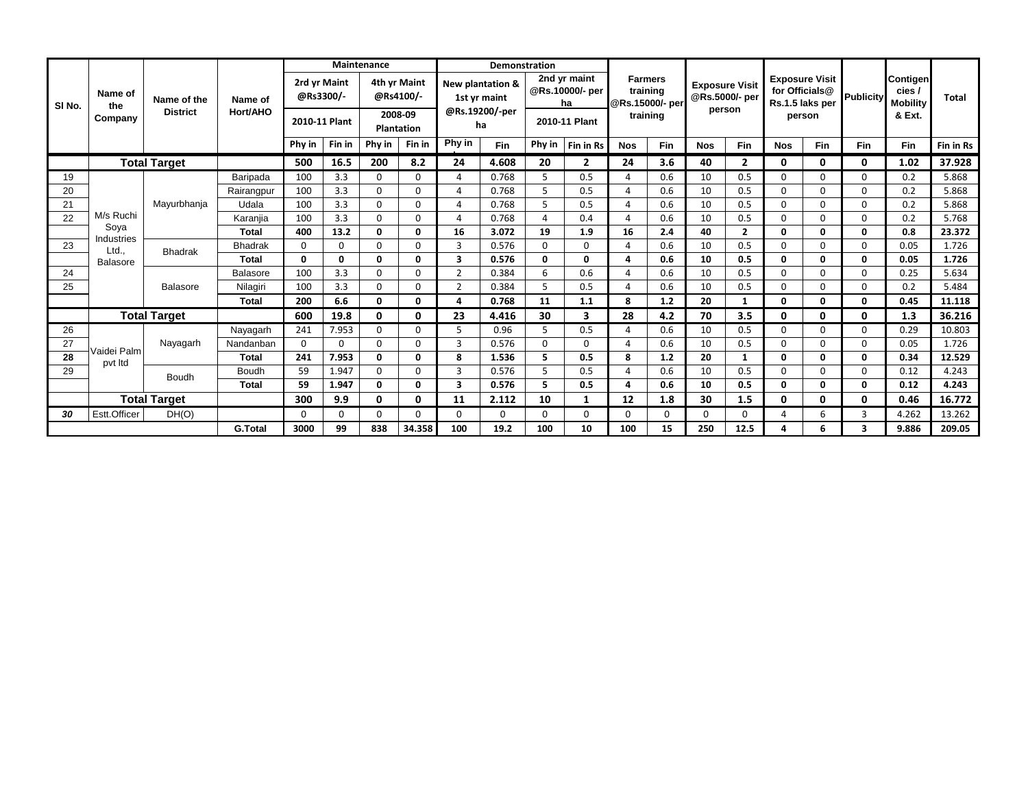| Sl No. | Name of the Company | Name of the District | Name of Hort/AHO | Maintenance | | | | Demonstration | | | | Farmers training @Rs.15000/- per training | | Exposure Visit @Rs.5000/- per person | | Exposure Visit for Officials@ Rs.1.5 laks per person | | Publicity | Contigencies / Mobility & Ext. | Total |
|---|---|---|---|---|---|---|---|---|---|---|---|---|---|---|---|---|---|---|---|---|
| | | | | 2rd yr Maint @Rs3300/- 2010-11 Plant | | 4th yr Maint @Rs4100/- 2008-09 Plantation | | New plantation & 1st yr maint @Rs.19200/-per ha | | 2nd yr maint @Rs.10000/- per ha 2010-11 Plant | | | | | | | | | | |
| | | | | Phy in | Fin in | Phy in | Fin in | Phy in | Fin | Phy in | Fin in Rs | Nos | Fin | Nos | Fin | Nos | Fin | Fin | Fin | Fin in Rs |
| | **Total Target** | | | **500** | **16.5** | **200** | **8.2** | **24** | **4.608** | **20** | **2** | **24** | **3.6** | **40** | **2** | **0** | **0** | **0** | **1.02** | **37.928** |
| 19 | M/s Ruchi Soya Industries Ltd., Balasore | Mayurbhanja | Baripada | 100 | 3.3 | 0 | 0 | 4 | 0.768 | 5 | 0.5 | 4 | 0.6 | 10 | 0.5 | 0 | 0 | 0 | 0.2 | 5.868 |
| 20 | | | Rairangpur | 100 | 3.3 | 0 | 0 | 4 | 0.768 | 5 | 0.5 | 4 | 0.6 | 10 | 0.5 | 0 | 0 | 0 | 0.2 | 5.868 |
| 21 | | | Udala | 100 | 3.3 | 0 | 0 | 4 | 0.768 | 5 | 0.5 | 4 | 0.6 | 10 | 0.5 | 0 | 0 | 0 | 0.2 | 5.868 |
| 22 | | | Karanjia | 100 | 3.3 | 0 | 0 | 4 | 0.768 | 4 | 0.4 | 4 | 0.6 | 10 | 0.5 | 0 | 0 | 0 | 0.2 | 5.768 |
| | | | **Total** | **400** | **13.2** | **0** | **0** | **16** | **3.072** | **19** | **1.9** | **16** | **2.4** | **40** | **2** | **0** | **0** | **0** | **0.8** | **23.372** |
| 23 | | Bhadrak | Bhadrak | 0 | 0 | 0 | 0 | 3 | 0.576 | 0 | 0 | 4 | 0.6 | 10 | 0.5 | 0 | 0 | 0 | 0.05 | 1.726 |
| | | | **Total** | **0** | **0** | **0** | **0** | **3** | **0.576** | **0** | **0** | **4** | **0.6** | **10** | **0.5** | **0** | **0** | **0** | **0.05** | **1.726** |
| 24 | | Balasore | Balasore | 100 | 3.3 | 0 | 0 | 2 | 0.384 | 6 | 0.6 | 4 | 0.6 | 10 | 0.5 | 0 | 0 | 0 | 0.25 | 5.634 |
| 25 | | | Nilagiri | 100 | 3.3 | 0 | 0 | 2 | 0.384 | 5 | 0.5 | 4 | 0.6 | 10 | 0.5 | 0 | 0 | 0 | 0.2 | 5.484 |
| | | | **Total** | **200** | **6.6** | **0** | **0** | **4** | **0.768** | **11** | **1.1** | **8** | **1.2** | **20** | **1** | **0** | **0** | **0** | **0.45** | **11.118** |
| | **Total Target** | | | **600** | **19.8** | **0** | **0** | **23** | **4.416** | **30** | **3** | **28** | **4.2** | **70** | **3.5** | **0** | **0** | **0** | **1.3** | **36.216** |
| 26 | Vaidei Palm pvt ltd | Nayagarh | Nayagarh | 241 | 7.953 | 0 | 0 | 5 | 0.96 | 5 | 0.5 | 4 | 0.6 | 10 | 0.5 | 0 | 0 | 0 | 0.29 | 10.803 |
| 27 | | | Nandanban | 0 | 0 | 0 | 0 | 3 | 0.576 | 0 | 0 | 4 | 0.6 | 10 | 0.5 | 0 | 0 | 0 | 0.05 | 1.726 |
| **28** | | | **Total** | **241** | **7.953** | **0** | **0** | **8** | **1.536** | **5** | **0.5** | **8** | **1.2** | **20** | **1** | **0** | **0** | **0** | **0.34** | **12.529** |
| 29 | | Boudh | Boudh | 59 | 1.947 | 0 | 0 | 3 | 0.576 | 5 | 0.5 | 4 | 0.6 | 10 | 0.5 | 0 | 0 | 0 | 0.12 | 4.243 |
| | | | **Total** | **59** | **1.947** | **0** | **0** | **3** | **0.576** | **5** | **0.5** | **4** | **0.6** | **10** | **0.5** | **0** | **0** | **0** | **0.12** | **4.243** |
| | **Total Target** | | | **300** | **9.9** | **0** | **0** | **11** | **2.112** | **10** | **1** | **12** | **1.8** | **30** | **1.5** | **0** | **0** | **0** | **0.46** | **16.772** |
| ***30*** | Estt.Officer | DH(O) | | 0 | 0 | 0 | 0 | 0 | 0 | 0 | 0 | 0 | 0 | 0 | 0 | 4 | 6 | 3 | 4.262 | 13.262 |
| | | | **G.Total** | **3000** | **99** | **838** | **34.358** | **100** | **19.2** | **100** | **10** | **100** | **15** | **250** | **12.5** | **4** | **6** | **3** | **9.886** | **209.05** |